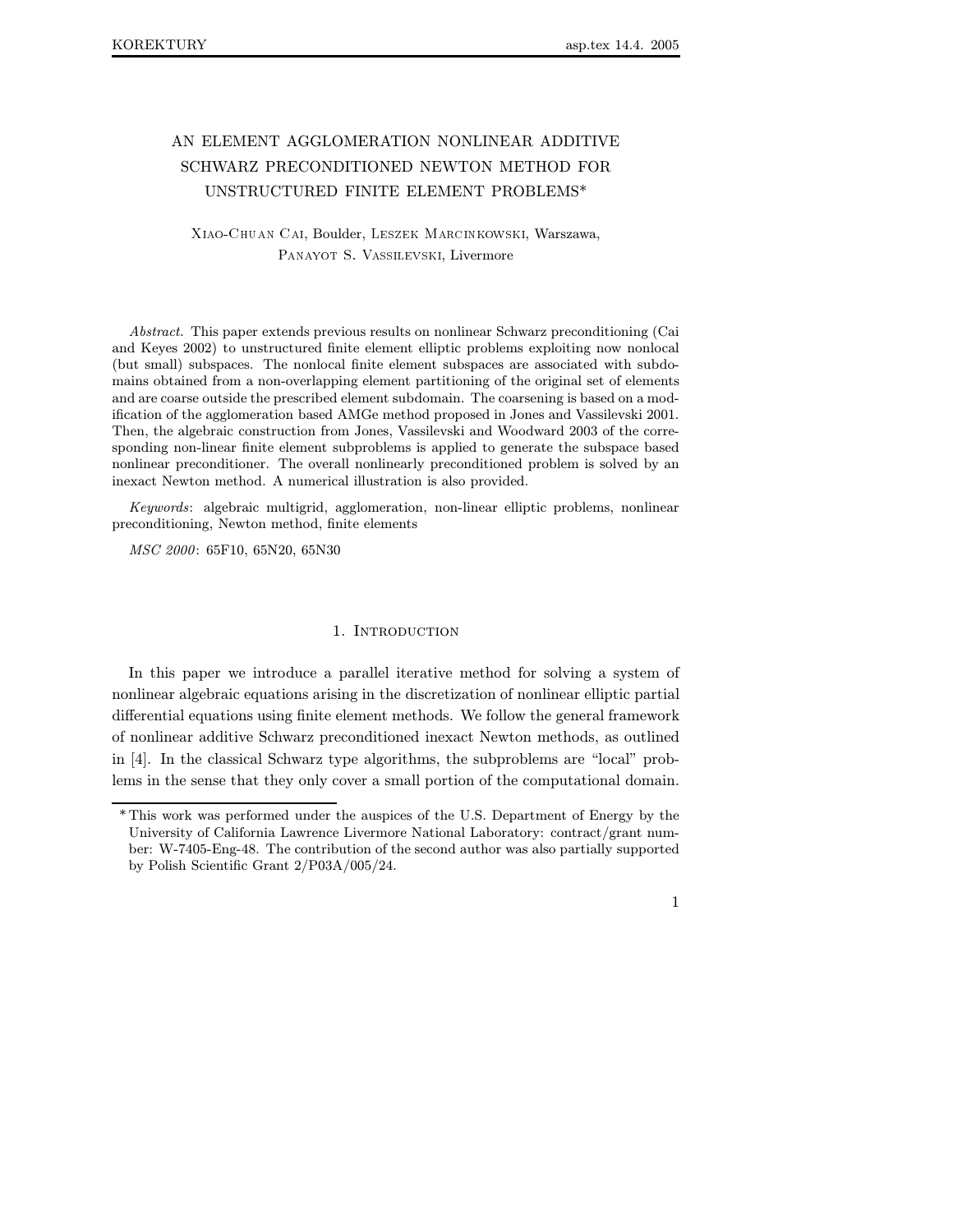# AN ELEMENT AGGLOMERATION NONLINEAR ADDITIVE SCHWARZ PRECONDITIONED NEWTON METHOD FOR UNSTRUCTURED FINITE ELEMENT PROBLEMS*

Xiao-Chuan Cai, Boulder, Leszek Marcinkowski, Warszawa, Panayot S. Vassilevski, Livermore

*Abstract.* This paper extends previous results on nonlinear Schwarz preconditioning (Cai and Keyes 2002) to unstructured finite element elliptic problems exploiting now nonlocal (but small) subspaces. The nonlocal finite element subspaces are associated with subdomains obtained from a non-overlapping element partitioning of the original set of elements and are coarse outside the prescribed element subdomain. The coarsening is based on a modification of the agglomeration based AMGe method proposed in Jones and Vassilevski 2001. Then, the algebraic construction from Jones, Vassilevski and Woodward 2003 of the corresponding non-linear finite element subproblems is applied to generate the subspace based nonlinear preconditioner. The overall nonlinearly preconditioned problem is solved by an inexact Newton method. A numerical illustration is also provided.

*Keywords*: algebraic multigrid, agglomeration, non-linear elliptic problems, nonlinear preconditioning, Newton method, finite elements

*MSC 2000*: 65F10, 65N20, 65N30

## 1. Introduction

In this paper we introduce a parallel iterative method for solving a system of nonlinear algebraic equations arising in the discretization of nonlinear elliptic partial differential equations using finite element methods. We follow the general framework of nonlinear additive Schwarz preconditioned inexact Newton methods, as outlined in [4]. In the classical Schwarz type algorithms, the subproblems are "local" problems in the sense that they only cover a small portion of the computational domain.

---

*This work was performed under the auspices of the U.S. Department of Energy by the University of California Lawrence Livermore National Laboratory: contract/grant number: W-7405-Eng-48. The contribution of the second author was also partially supported by Polish Scientific Grant 2/P03A/005/24.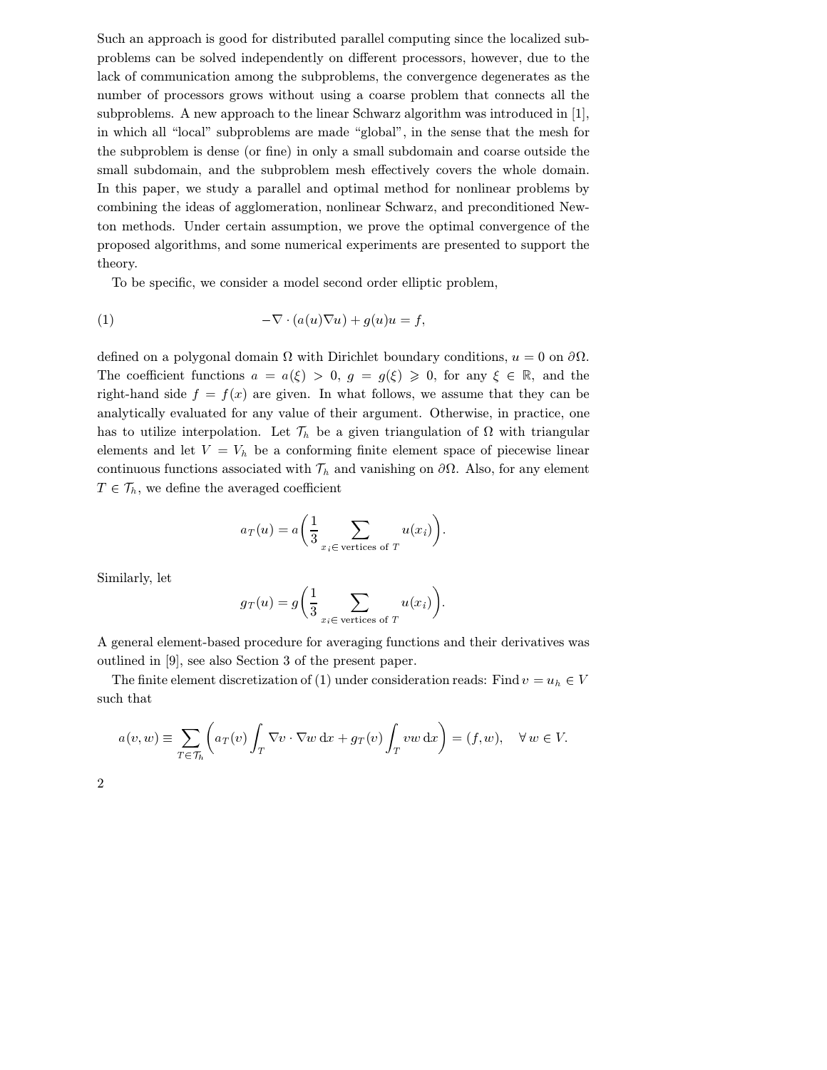Such an approach is good for distributed parallel computing since the localized subproblems can be solved independently on different processors, however, due to the lack of communication among the subproblems, the convergence degenerates as the number of processors grows without using a coarse problem that connects all the subproblems. A new approach to the linear Schwarz algorithm was introduced in [1], in which all "local" subproblems are made "global", in the sense that the mesh for the subproblem is dense (or fine) in only a small subdomain and coarse outside the small subdomain, and the subproblem mesh effectively covers the whole domain. In this paper, we study a parallel and optimal method for nonlinear problems by combining the ideas of agglomeration, nonlinear Schwarz, and preconditioned Newton methods. Under certain assumption, we prove the optimal convergence of the proposed algorithms, and some numerical experiments are presented to support the theory.

To be specific, we consider a model second order elliptic problem,

$$-\nabla \cdot (a(u)\nabla u) + g(u)u = f, \tag{1}$$

defined on a polygonal domain $\Omega$ with Dirichlet boundary conditions, $u = 0$ on $\partial\Omega$. The coefficient functions $a = a(\xi) > 0$, $g = g(\xi) \geqslant 0$, for any $\xi \in \mathbb{R}$, and the right-hand side $f = f(x)$ are given. In what follows, we assume that they can be analytically evaluated for any value of their argument. Otherwise, in practice, one has to utilize interpolation. Let $\mathcal{T}_h$ be a given triangulation of $\Omega$ with triangular elements and let $V = V_h$ be a conforming finite element space of piecewise linear continuous functions associated with $\mathcal{T}_h$ and vanishing on $\partial\Omega$. Also, for any element $T \in \mathcal{T}_h$, we define the averaged coefficient

$$a_T(u) = a\left(\frac{1}{3} \sum_{x_i \in \text{ vertices of } T} u(x_i)\right).$$

Similarly, let

$$g_T(u) = g\left(\frac{1}{3} \sum_{x_i \in \text{ vertices of } T} u(x_i)\right).$$

A general element-based procedure for averaging functions and their derivatives was outlined in [9], see also Section 3 of the present paper.

The finite element discretization of (1) under consideration reads: Find $v = u_h \in V$ such that

$$a(v, w) \equiv \sum_{T \in \mathcal{T}_h} \left( a_T(v) \int_T \nabla v \cdot \nabla w \, \mathrm{d}x + g_T(v) \int_T v w \, \mathrm{d}x \right) = (f, w), \quad \forall\, w \in V.$$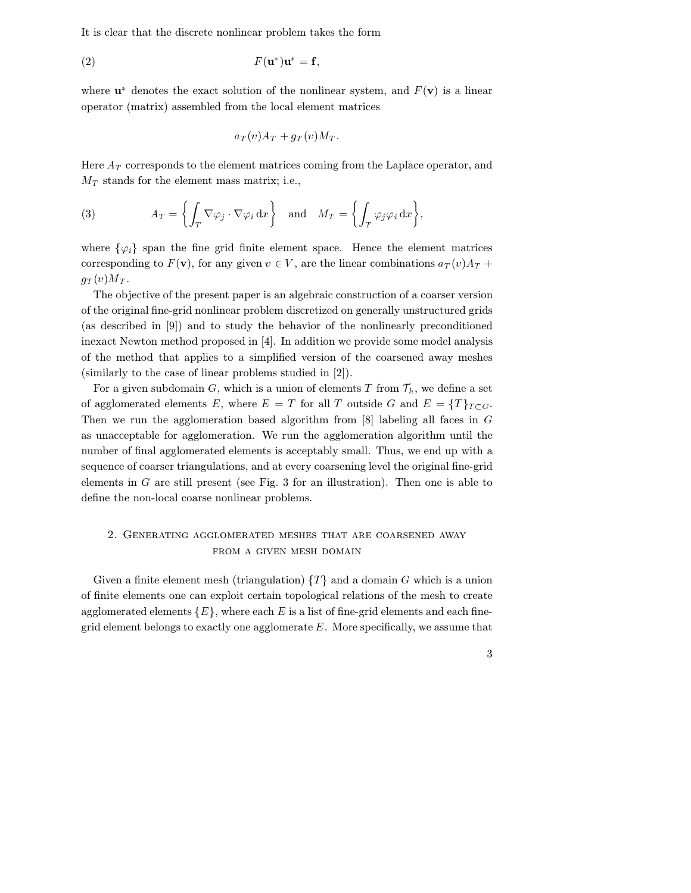It is clear that the discrete nonlinear problem takes the form

$$F(\mathbf{u}^*)\mathbf{u}^* = \mathbf{f}, \tag{2}$$

where $\mathbf{u}^*$ denotes the exact solution of the nonlinear system, and $F(\mathbf{v})$ is a linear operator (matrix) assembled from the local element matrices

$$a_T(v)A_T + g_T(v)M_T.$$

Here $A_T$ corresponds to the element matrices coming from the Laplace operator, and $M_T$ stands for the element mass matrix; i.e.,

$$A_T = \left\{ \int_T \nabla\varphi_j \cdot \nabla\varphi_i \, \mathrm{d}x \right\} \quad \text{and} \quad M_T = \left\{ \int_T \varphi_j \varphi_i \, \mathrm{d}x \right\}, \tag{3}$$

where $\{\varphi_i\}$ span the fine grid finite element space. Hence the element matrices corresponding to $F(\mathbf{v})$, for any given $v \in V$, are the linear combinations $a_T(v)A_T + g_T(v)M_T$.

The objective of the present paper is an algebraic construction of a coarser version of the original fine-grid nonlinear problem discretized on generally unstructured grids (as described in [9]) and to study the behavior of the nonlinearly preconditioned inexact Newton method proposed in [4]. In addition we provide some model analysis of the method that applies to a simplified version of the coarsened away meshes (similarly to the case of linear problems studied in [2]).

For a given subdomain $G$, which is a union of elements $T$ from $\mathcal{T}_h$, we define a set of agglomerated elements $E$, where $E = T$ for all $T$ outside $G$ and $E = \{T\}_{T \subset G}$. Then we run the agglomeration based algorithm from [8] labeling all faces in $G$ as unacceptable for agglomeration. We run the agglomeration algorithm until the number of final agglomerated elements is acceptably small. Thus, we end up with a sequence of coarser triangulations, and at every coarsening level the original fine-grid elements in $G$ are still present (see Fig. 3 for an illustration). Then one is able to define the non-local coarse nonlinear problems.

## 2. Generating agglomerated meshes that are coarsened away from a given mesh domain

Given a finite element mesh (triangulation) $\{T\}$ and a domain $G$ which is a union of finite elements one can exploit certain topological relations of the mesh to create agglomerated elements $\{E\}$, where each $E$ is a list of fine-grid elements and each fine-grid element belongs to exactly one agglomerate $E$. More specifically, we assume that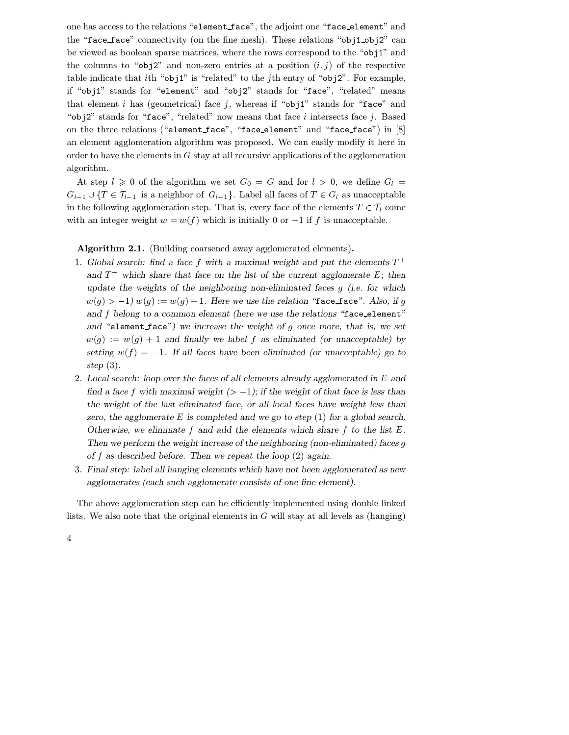one has access to the relations "`element_face`", the adjoint one "`face_element`" and the "`face_face`" connectivity (on the fine mesh). These relations "`obj1_obj2`" can be viewed as boolean sparse matrices, where the rows correspond to the "`obj1`" and the columns to "`obj2`" and non-zero entries at a position $(i, j)$ of the respective table indicate that $i$th "`obj1`" is "related" to the $j$th entry of "`obj2`". For example, if "`obj1`" stands for "`element`" and "`obj2`" stands for "`face`", "related" means that element $i$ has (geometrical) face $j$, whereas if "`obj1`" stands for "`face`" and "`obj2`" stands for "`face`", "related" now means that face $i$ intersects face $j$. Based on the three relations ("`element_face`", "`face_element`" and "`face_face`") in [8] an element agglomeration algorithm was proposed. We can easily modify it here in order to have the elements in $G$ stay at all recursive applications of the agglomeration algorithm.

At step $l \geqslant 0$ of the algorithm we set $G_0 = G$ and for $l > 0$, we define $G_l = G_{l-1} \cup \{T \in \mathcal{T}_{l-1} \text{ is a neighbor of } G_{l-1}\}$. Label all faces of $T \in G_l$ as unacceptable in the following agglomeration step. That is, every face of the elements $T \in \mathcal{T}_l$ come with an integer weight $w = w(f)$ which is initially 0 or $-1$ if $f$ is unacceptable.

**Algorithm 2.1.** (Building coarsened away agglomerated elements)**.**

1. *Global search: find a face $f$ with a maximal weight and put the elements $T^+$ and $T^-$ which share that face on the list of the current agglomerate $E$; then update the weights of the neighboring non-eliminated faces $g$ (i.e. for which $w(g) > -1$) $w(g) := w(g) + 1$. Here we use the relation "`face_face`". Also, if $g$ and $f$ belong to a common element (here we use the relations "`face_element`" and "`element_face`") we increase the weight of $g$ once more, that is, we set $w(g) := w(g) + 1$ and finally we label $f$ as eliminated (or unacceptable) by setting $w(f) = -1$. If all faces have been eliminated (or unacceptable) go to step (3).*
2. *Local search: loop over the faces of all elements already agglomerated in $E$ and find a face $f$ with maximal weight ($> -1$); if the weight of that face is less than the weight of the last eliminated face, or all local faces have weight less than zero, the agglomerate $E$ is completed and we go to step (1) for a global search. Otherwise, we eliminate $f$ and add the elements which share $f$ to the list $E$. Then we perform the weight increase of the neighboring (non-eliminated) faces $g$ of $f$ as described before. Then we repeat the loop (2) again.*
3. *Final step: label all hanging elements which have not been agglomerated as new agglomerates (each such agglomerate consists of one fine element).*

The above agglomeration step can be efficiently implemented using double linked lists. We also note that the original elements in $G$ will stay at all levels as (hanging)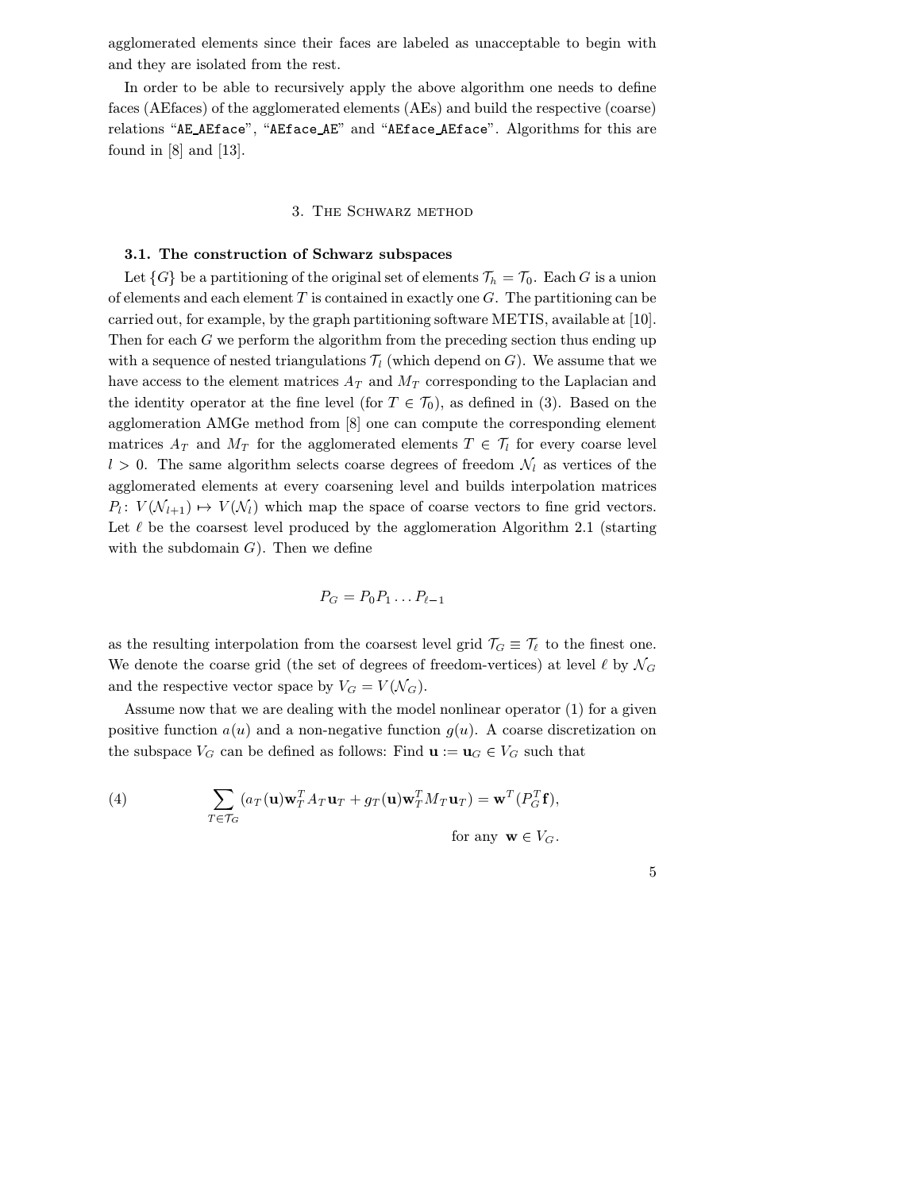agglomerated elements since their faces are labeled as unacceptable to begin with and they are isolated from the rest.

In order to be able to recursively apply the above algorithm one needs to define faces (AEfaces) of the agglomerated elements (AEs) and build the respective (coarse) relations "`AE_AEface`", "`AEface_AE`" and "`AEface_AEface`". Algorithms for this are found in [8] and [13].

## 3. The Schwarz method

### 3.1. The construction of Schwarz subspaces

Let $\{G\}$ be a partitioning of the original set of elements $\mathcal{T}_h = \mathcal{T}_0$. Each $G$ is a union of elements and each element $T$ is contained in exactly one $G$. The partitioning can be carried out, for example, by the graph partitioning software METIS, available at [10]. Then for each $G$ we perform the algorithm from the preceding section thus ending up with a sequence of nested triangulations $\mathcal{T}_l$ (which depend on $G$). We assume that we have access to the element matrices $A_T$ and $M_T$ corresponding to the Laplacian and the identity operator at the fine level (for $T \in \mathcal{T}_0$), as defined in (3). Based on the agglomeration AMGe method from [8] one can compute the corresponding element matrices $A_T$ and $M_T$ for the agglomerated elements $T \in \mathcal{T}_l$ for every coarse level $l > 0$. The same algorithm selects coarse degrees of freedom $\mathcal{N}_l$ as vertices of the agglomerated elements at every coarsening level and builds interpolation matrices $P_l \colon V(\mathcal{N}_{l+1}) \mapsto V(\mathcal{N}_l)$ which map the space of coarse vectors to fine grid vectors. Let $\ell$ be the coarsest level produced by the agglomeration Algorithm 2.1 (starting with the subdomain $G$). Then we define

$$P_G = P_0 P_1 \dots P_{\ell-1}$$

as the resulting interpolation from the coarsest level grid $\mathcal{T}_G \equiv \mathcal{T}_\ell$ to the finest one. We denote the coarse grid (the set of degrees of freedom-vertices) at level $\ell$ by $\mathcal{N}_G$ and the respective vector space by $V_G = V(\mathcal{N}_G)$.

Assume now that we are dealing with the model nonlinear operator (1) for a given positive function $a(u)$ and a non-negative function $g(u)$. A coarse discretization on the subspace $V_G$ can be defined as follows: Find $\mathbf{u} := \mathbf{u}_G \in V_G$ such that

$$\sum_{T \in \mathcal{T}_G} \left( a_T(\mathbf{u}) \mathbf{w}_T^T A_T \mathbf{u}_T + g_T(\mathbf{u}) \mathbf{w}_T^T M_T \mathbf{u}_T \right) = \mathbf{w}^T (P_G^T \mathbf{f}), \tag{4}$$

$$\text{for any } \mathbf{w} \in V_G.$$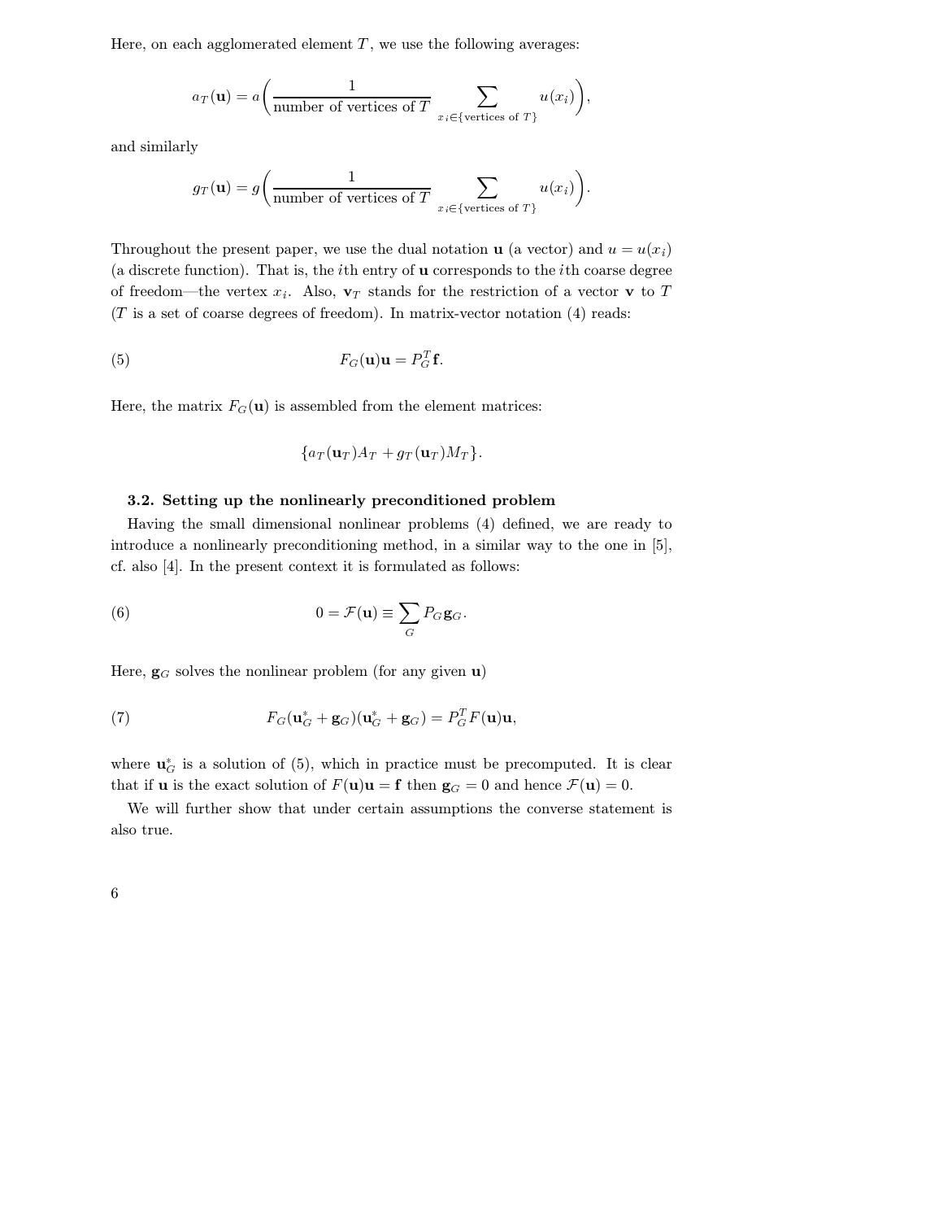Here, on each agglomerated element $T$, we use the following averages:

$$a_T(\mathbf{u}) = a\bigg(\frac{1}{\text{number of vertices of } T} \sum_{x_i \in \{\text{vertices of } T\}} u(x_i)\bigg),$$

and similarly

$$g_T(\mathbf{u}) = g\bigg(\frac{1}{\text{number of vertices of } T} \sum_{x_i \in \{\text{vertices of } T\}} u(x_i)\bigg).$$

Throughout the present paper, we use the dual notation $\mathbf{u}$ (a vector) and $u = u(x_i)$ (a discrete function). That is, the $i$th entry of $\mathbf{u}$ corresponds to the $i$th coarse degree of freedom—the vertex $x_i$. Also, $\mathbf{v}_T$ stands for the restriction of a vector $\mathbf{v}$ to $T$ ($T$ is a set of coarse degrees of freedom). In matrix-vector notation (4) reads:

$$F_G(\mathbf{u})\mathbf{u} = P_G^T \mathbf{f}. \tag{5}$$

Here, the matrix $F_G(\mathbf{u})$ is assembled from the element matrices:

$$\{a_T(\mathbf{u}_T)A_T + g_T(\mathbf{u}_T)M_T\}.$$

### 3.2. Setting up the nonlinearly preconditioned problem

Having the small dimensional nonlinear problems (4) defined, we are ready to introduce a nonlinearly preconditioning method, in a similar way to the one in [5], cf. also [4]. In the present context it is formulated as follows:

$$0 = \mathcal{F}(\mathbf{u}) \equiv \sum_G P_G \mathbf{g}_G. \tag{6}$$

Here, $\mathbf{g}_G$ solves the nonlinear problem (for any given $\mathbf{u}$)

$$F_G(\mathbf{u}^*_G + \mathbf{g}_G)(\mathbf{u}^*_G + \mathbf{g}_G) = P_G^T F(\mathbf{u})\mathbf{u}, \tag{7}$$

where $\mathbf{u}^*_G$ is a solution of (5), which in practice must be precomputed. It is clear that if $\mathbf{u}$ is the exact solution of $F(\mathbf{u})\mathbf{u} = \mathbf{f}$ then $\mathbf{g}_G = 0$ and hence $\mathcal{F}(\mathbf{u}) = 0$.

We will further show that under certain assumptions the converse statement is also true.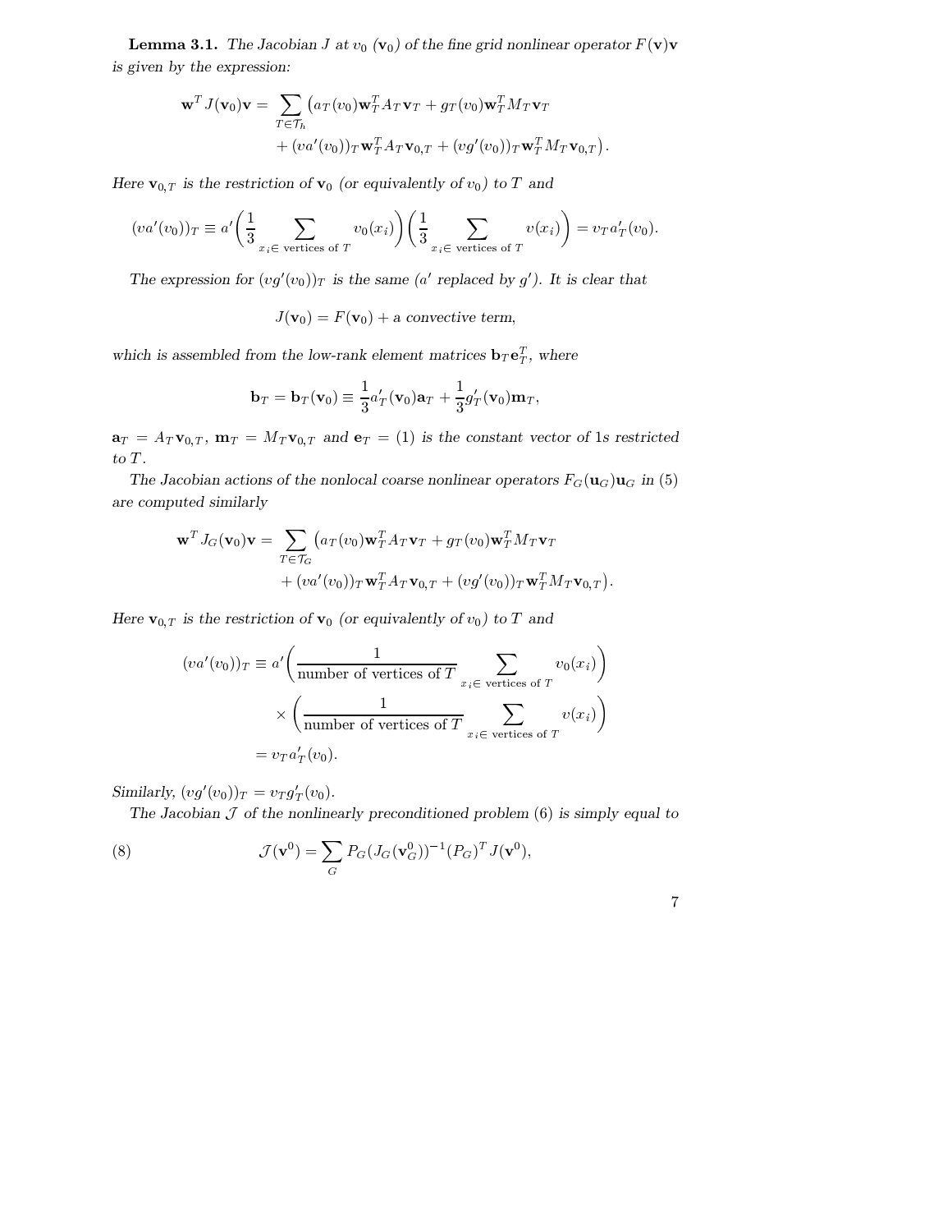**Lemma 3.1.** *The Jacobian $J$ at $v_0$ ($\mathbf{v}_0$) of the fine grid nonlinear operator $F(\mathbf{v})\mathbf{v}$ is given by the expression:*

$$\mathbf{w}^T J(\mathbf{v}_0)\mathbf{v} = \sum_{T\in\mathcal{T}_h} \big(a_T(v_0)\mathbf{w}_T^T A_T \mathbf{v}_T + g_T(v_0)\mathbf{w}_T^T M_T \mathbf{v}_T + (va'(v_0))_T \mathbf{w}_T^T A_T \mathbf{v}_{0,T} + (vg'(v_0))_T \mathbf{w}_T^T M_T \mathbf{v}_{0,T}\big).$$

*Here $\mathbf{v}_{0,T}$ is the restriction of $\mathbf{v}_0$ (or equivalently of $v_0$) to $T$ and*

$$(va'(v_0))_T \equiv a'\bigg(\frac{1}{3}\sum_{x_i\in \text{ vertices of } T} v_0(x_i)\bigg)\bigg(\frac{1}{3}\sum_{x_i\in \text{ vertices of } T} v(x_i)\bigg) = v_T a'_T(v_0).$$

*The expression for $(vg'(v_0))_T$ is the same ($a'$ replaced by $g'$). It is clear that*

$$J(\mathbf{v}_0) = F(\mathbf{v}_0) + \text{a convective term},$$

*which is assembled from the low-rank element matrices $\mathbf{b}_T\mathbf{e}_T^T$, where*

$$\mathbf{b}_T = \mathbf{b}_T(\mathbf{v}_0) \equiv \frac{1}{3}a'_T(\mathbf{v}_0)\mathbf{a}_T + \frac{1}{3}g'_T(\mathbf{v}_0)\mathbf{m}_T,$$

*$\mathbf{a}_T = A_T\mathbf{v}_{0,T}$, $\mathbf{m}_T = M_T\mathbf{v}_{0,T}$ and $\mathbf{e}_T = (1)$ is the constant vector of 1s restricted to $T$.*

*The Jacobian actions of the nonlocal coarse nonlinear operators $F_G(\mathbf{u}_G)\mathbf{u}_G$ in (5) are computed similarly*

$$\mathbf{w}^T J_G(\mathbf{v}_0)\mathbf{v} = \sum_{T\in\mathcal{T}_G} \big(a_T(v_0)\mathbf{w}_T^T A_T \mathbf{v}_T + g_T(v_0)\mathbf{w}_T^T M_T \mathbf{v}_T + (va'(v_0))_T \mathbf{w}_T^T A_T \mathbf{v}_{0,T} + (vg'(v_0))_T \mathbf{w}_T^T M_T \mathbf{v}_{0,T}\big).$$

*Here $\mathbf{v}_{0,T}$ is the restriction of $\mathbf{v}_0$ (or equivalently of $v_0$) to $T$ and*

$$\begin{aligned}(va'(v_0))_T &\equiv a'\bigg(\frac{1}{\text{number of vertices of } T}\sum_{x_i\in \text{ vertices of } T} v_0(x_i)\bigg)\\ &\quad\times\bigg(\frac{1}{\text{number of vertices of } T}\sum_{x_i\in \text{ vertices of } T} v(x_i)\bigg)\\ &= v_T a'_T(v_0).\end{aligned}$$

*Similarly, $(vg'(v_0))_T = v_T g'_T(v_0)$.*

*The Jacobian $\mathcal{J}$ of the nonlinearly preconditioned problem (6) is simply equal to*

$$\mathcal{J}(\mathbf{v}^0) = \sum_G P_G(J_G(\mathbf{v}_G^0))^{-1}(P_G)^T J(\mathbf{v}^0), \tag{8}$$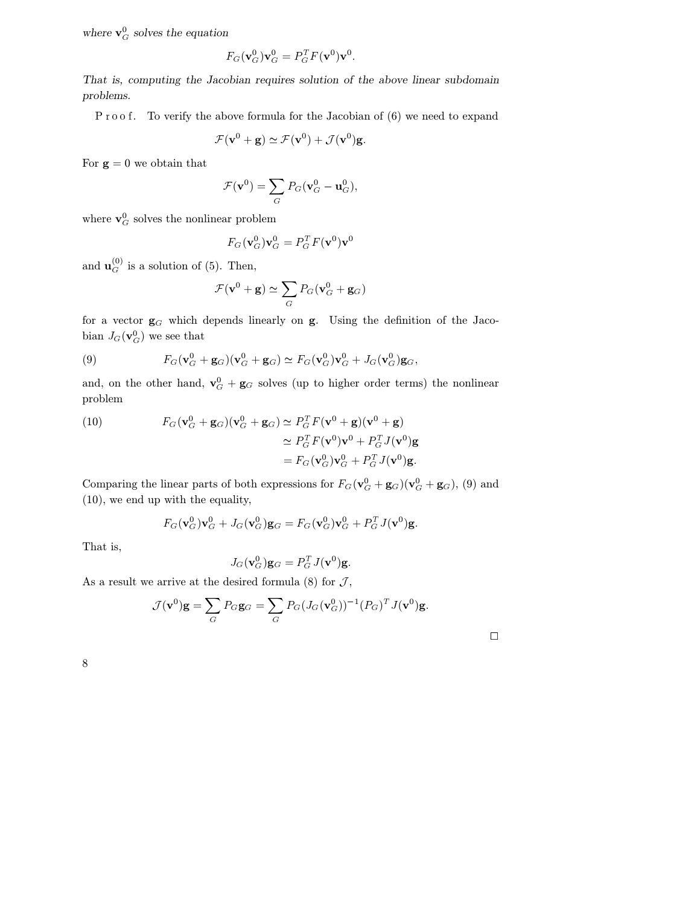*where $\mathbf{v}_G^0$ solves the equation*

$$F_G(\mathbf{v}_G^0)\mathbf{v}_G^0 = P_G^T F(\mathbf{v}^0)\mathbf{v}^0.$$

*That is, computing the Jacobian requires solution of the above linear subdomain problems.*

P r o o f. To verify the above formula for the Jacobian of (6) we need to expand

$$\mathcal{F}(\mathbf{v}^0 + \mathbf{g}) \simeq \mathcal{F}(\mathbf{v}^0) + \mathcal{J}(\mathbf{v}^0)\mathbf{g}.$$

For $\mathbf{g} = 0$ we obtain that

$$\mathcal{F}(\mathbf{v}^0) = \sum_G P_G(\mathbf{v}_G^0 - \mathbf{u}_G^0),$$

where $\mathbf{v}_G^0$ solves the nonlinear problem

$$F_G(\mathbf{v}_G^0)\mathbf{v}_G^0 = P_G^T F(\mathbf{v}^0)\mathbf{v}^0$$

and $\mathbf{u}_G^{(0)}$ is a solution of (5). Then,

$$\mathcal{F}(\mathbf{v}^0 + \mathbf{g}) \simeq \sum_G P_G(\mathbf{v}_G^0 + \mathbf{g}_G)$$

for a vector $\mathbf{g}_G$ which depends linearly on $\mathbf{g}$. Using the definition of the Jacobian $J_G(\mathbf{v}_G^0)$ we see that

$$F_G(\mathbf{v}_G^0 + \mathbf{g}_G)(\mathbf{v}_G^0 + \mathbf{g}_G) \simeq F_G(\mathbf{v}_G^0)\mathbf{v}_G^0 + J_G(\mathbf{v}_G^0)\mathbf{g}_G, \tag{9}$$

and, on the other hand, $\mathbf{v}_G^0 + \mathbf{g}_G$ solves (up to higher order terms) the nonlinear problem

$$\begin{aligned} F_G(\mathbf{v}_G^0 + \mathbf{g}_G)(\mathbf{v}_G^0 + \mathbf{g}_G) &\simeq P_G^T F(\mathbf{v}^0 + \mathbf{g})(\mathbf{v}^0 + \mathbf{g}) \\ &\simeq P_G^T F(\mathbf{v}^0)\mathbf{v}^0 + P_G^T J(\mathbf{v}^0)\mathbf{g} \\ &= F_G(\mathbf{v}_G^0)\mathbf{v}_G^0 + P_G^T J(\mathbf{v}^0)\mathbf{g}. \end{aligned} \tag{10}$$

Comparing the linear parts of both expressions for $F_G(\mathbf{v}_G^0 + \mathbf{g}_G)(\mathbf{v}_G^0 + \mathbf{g}_G)$, (9) and (10), we end up with the equality,

$$F_G(\mathbf{v}_G^0)\mathbf{v}_G^0 + J_G(\mathbf{v}_G^0)\mathbf{g}_G = F_G(\mathbf{v}_G^0)\mathbf{v}_G^0 + P_G^T J(\mathbf{v}^0)\mathbf{g}.$$

That is,

$$J_G(\mathbf{v}_G^0)\mathbf{g}_G = P_G^T J(\mathbf{v}^0)\mathbf{g}.$$

As a result we arrive at the desired formula (8) for $\mathcal{J}$,

$$\mathcal{J}(\mathbf{v}^0)\mathbf{g} = \sum_G P_G \mathbf{g}_G = \sum_G P_G (J_G(\mathbf{v}_G^0))^{-1} (P_G)^T J(\mathbf{v}^0)\mathbf{g}.$$

□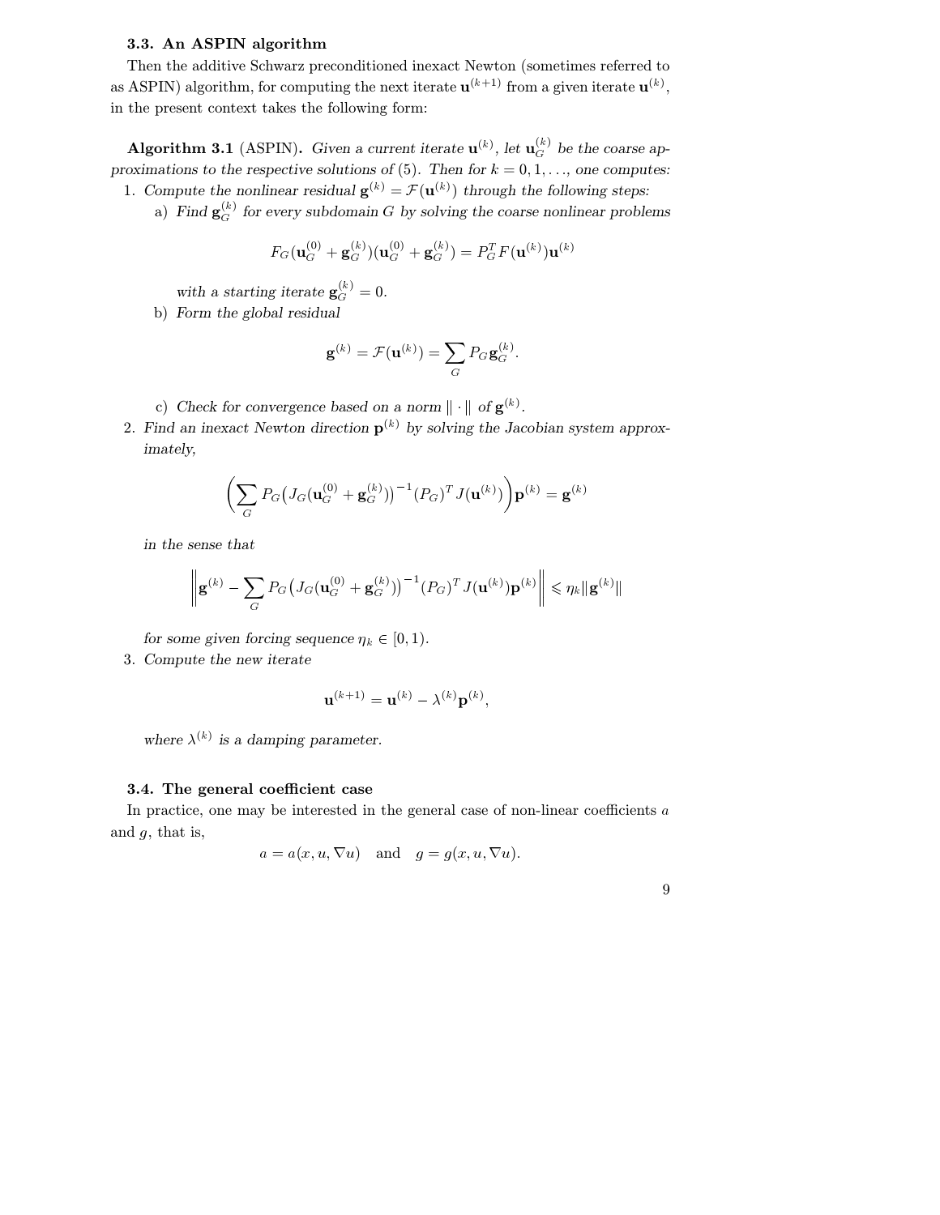### 3.3. An ASPIN algorithm

Then the additive Schwarz preconditioned inexact Newton (sometimes referred to as ASPIN) algorithm, for computing the next iterate $\mathbf{u}^{(k+1)}$ from a given iterate $\mathbf{u}^{(k)}$, in the present context takes the following form:

**Algorithm 3.1** (ASPIN). *Given a current iterate $\mathbf{u}^{(k)}$, let $\mathbf{u}_G^{(k)}$ be the coarse approximations to the respective solutions of (5). Then for $k = 0, 1, \ldots$, one computes:*

1. *Compute the nonlinear residual $\mathbf{g}^{(k)} = \mathcal{F}(\mathbf{u}^{(k)})$ through the following steps:*
   a) *Find $\mathbf{g}_G^{(k)}$ for every subdomain $G$ by solving the coarse nonlinear problems*
   $$F_G(\mathbf{u}_G^{(0)} + \mathbf{g}_G^{(k)})(\mathbf{u}_G^{(0)} + \mathbf{g}_G^{(k)}) = P_G^T F(\mathbf{u}^{(k)})\mathbf{u}^{(k)}$$
   *with a starting iterate $\mathbf{g}_G^{(k)} = 0$.*
   b) *Form the global residual*
   $$\mathbf{g}^{(k)} = \mathcal{F}(\mathbf{u}^{(k)}) = \sum_G P_G \mathbf{g}_G^{(k)}.$$
   c) *Check for convergence based on a norm $\| \cdot \|$ of $\mathbf{g}^{(k)}$.*
2. *Find an inexact Newton direction $\mathbf{p}^{(k)}$ by solving the Jacobian system approximately,*
   $$\left( \sum_G P_G \big( J_G(\mathbf{u}_G^{(0)} + \mathbf{g}_G^{(k)}) \big)^{-1} (P_G)^T J(\mathbf{u}^{(k)}) \right) \mathbf{p}^{(k)} = \mathbf{g}^{(k)}$$
   *in the sense that*
   $$\left\| \mathbf{g}^{(k)} - \sum_G P_G \big( J_G(\mathbf{u}_G^{(0)} + \mathbf{g}_G^{(k)}) \big)^{-1} (P_G)^T J(\mathbf{u}^{(k)}) \mathbf{p}^{(k)} \right\| \leqslant \eta_k \|\mathbf{g}^{(k)}\|$$
   *for some given forcing sequence $\eta_k \in [0, 1)$.*
3. *Compute the new iterate*
   $$\mathbf{u}^{(k+1)} = \mathbf{u}^{(k)} - \lambda^{(k)} \mathbf{p}^{(k)},$$
   *where $\lambda^{(k)}$ is a damping parameter.*

### 3.4. The general coefficient case

In practice, one may be interested in the general case of non-linear coefficients $a$ and $g$, that is,

$$a = a(x, u, \nabla u) \quad \text{and} \quad g = g(x, u, \nabla u).$$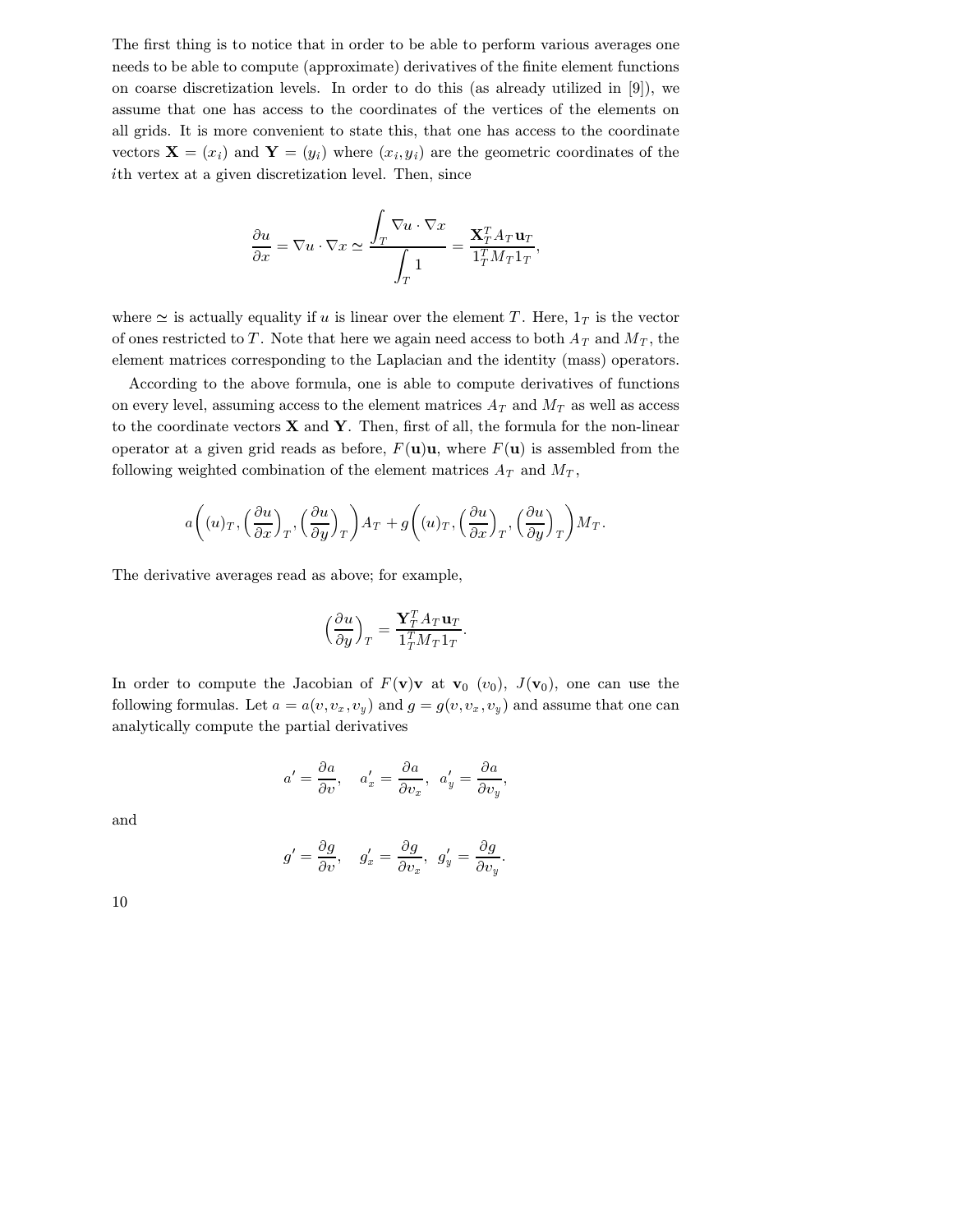The first thing is to notice that in order to be able to perform various averages one needs to be able to compute (approximate) derivatives of the finite element functions on coarse discretization levels. In order to do this (as already utilized in [9]), we assume that one has access to the coordinates of the vertices of the elements on all grids. It is more convenient to state this, that one has access to the coordinate vectors $\mathbf{X} = (x_i)$ and $\mathbf{Y} = (y_i)$ where $(x_i, y_i)$ are the geometric coordinates of the $i$th vertex at a given discretization level. Then, since

$$
\frac{\partial u}{\partial x} = \nabla u \cdot \nabla x \simeq \frac{\displaystyle\int_T \nabla u \cdot \nabla x}{\displaystyle\int_T 1} = \frac{\mathbf{X}_T^T A_T \mathbf{u}_T}{1_T^T M_T 1_T},
$$

where $\simeq$ is actually equality if $u$ is linear over the element $T$. Here, $1_T$ is the vector of ones restricted to $T$. Note that here we again need access to both $A_T$ and $M_T$, the element matrices corresponding to the Laplacian and the identity (mass) operators.

According to the above formula, one is able to compute derivatives of functions on every level, assuming access to the element matrices $A_T$ and $M_T$ as well as access to the coordinate vectors $\mathbf{X}$ and $\mathbf{Y}$. Then, first of all, the formula for the non-linear operator at a given grid reads as before, $F(\mathbf{u})\mathbf{u}$, where $F(\mathbf{u})$ is assembled from the following weighted combination of the element matrices $A_T$ and $M_T$,

$$
a\bigg((u)_T, \Big(\frac{\partial u}{\partial x}\Big)_T, \Big(\frac{\partial u}{\partial y}\Big)_T\bigg) A_T + g\bigg((u)_T, \Big(\frac{\partial u}{\partial x}\Big)_T, \Big(\frac{\partial u}{\partial y}\Big)_T\bigg) M_T.
$$

The derivative averages read as above; for example,

$$
\Big(\frac{\partial u}{\partial y}\Big)_T = \frac{\mathbf{Y}_T^T A_T \mathbf{u}_T}{1_T^T M_T 1_T}.
$$

In order to compute the Jacobian of $F(\mathbf{v})\mathbf{v}$ at $\mathbf{v}_0$ $(v_0)$, $J(\mathbf{v}_0)$, one can use the following formulas. Let $a = a(v, v_x, v_y)$ and $g = g(v, v_x, v_y)$ and assume that one can analytically compute the partial derivatives

$$
a' = \frac{\partial a}{\partial v}, \quad a'_x = \frac{\partial a}{\partial v_x}, \;\; a'_y = \frac{\partial a}{\partial v_y},
$$

and

$$
g' = \frac{\partial g}{\partial v}, \quad g'_x = \frac{\partial g}{\partial v_x}, \;\; g'_y = \frac{\partial g}{\partial v_y}.
$$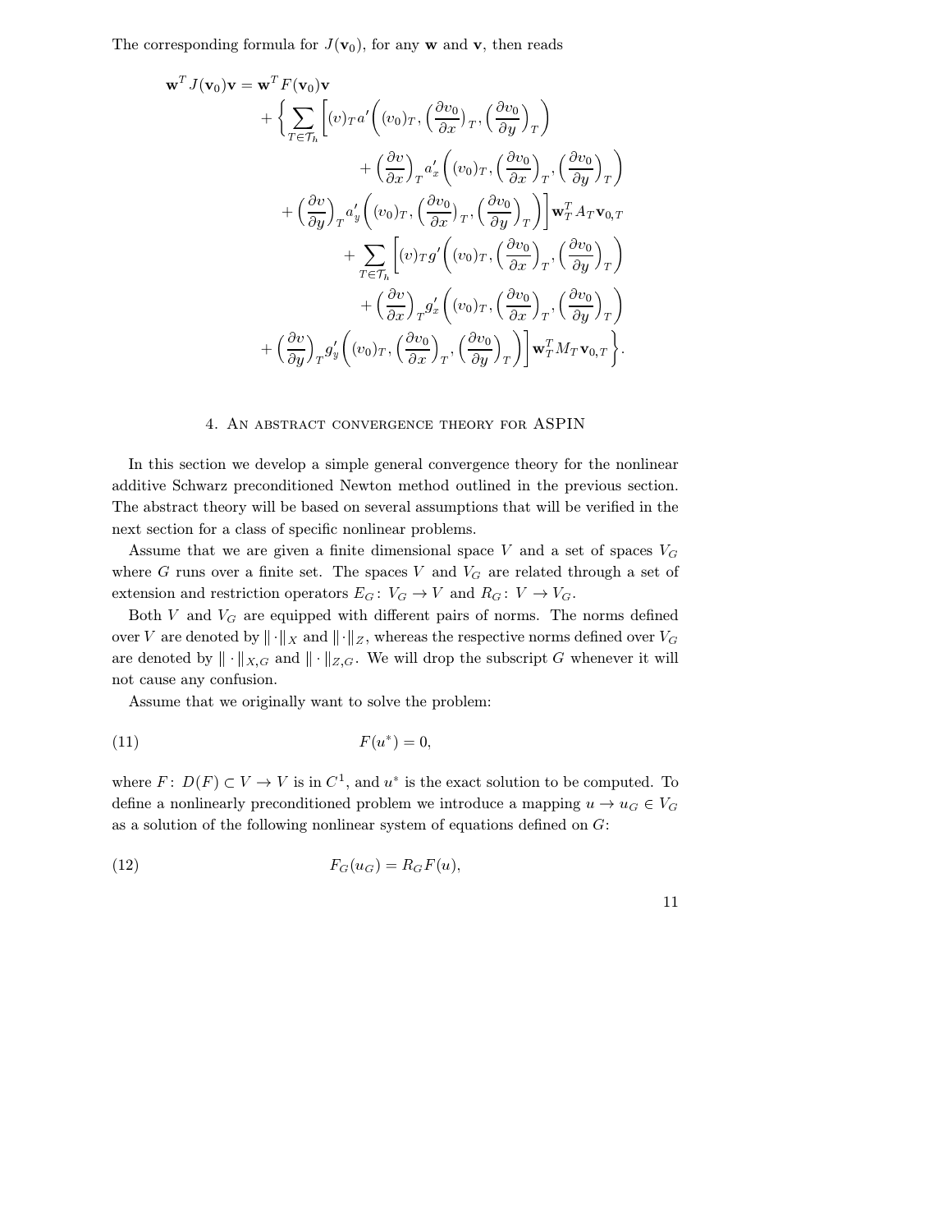The corresponding formula for $J(\mathbf{v}_0)$, for any $\mathbf{w}$ and $\mathbf{v}$, then reads

$$
\begin{aligned}
\mathbf{w}^T J(\mathbf{v}_0)\mathbf{v} = \mathbf{w}^T F(\mathbf{v}_0)\mathbf{v} \\
+ \Bigg\{ \sum_{T\in\mathcal{T}_h} \Bigg[ (v)_T a'\Big((v_0)_T, \Big(\frac{\partial v_0}{\partial x}\Big)_T, \Big(\frac{\partial v_0}{\partial y}\Big)_T\Big) \\
+ \Big(\frac{\partial v}{\partial x}\Big)_T a'_x\Big((v_0)_T, \Big(\frac{\partial v_0}{\partial x}\Big)_T, \Big(\frac{\partial v_0}{\partial y}\Big)_T\Big) \\
+ \Big(\frac{\partial v}{\partial y}\Big)_T a'_y\Big((v_0)_T, \Big(\frac{\partial v_0}{\partial x}\Big)_T, \Big(\frac{\partial v_0}{\partial y}\Big)_T\Big)\Bigg] \mathbf{w}_T^T A_T \mathbf{v}_{0,T} \\
+ \sum_{T\in\mathcal{T}_h} \Bigg[ (v)_T g'\Big((v_0)_T, \Big(\frac{\partial v_0}{\partial x}\Big)_T, \Big(\frac{\partial v_0}{\partial y}\Big)_T\Big) \\
+ \Big(\frac{\partial v}{\partial x}\Big)_T g'_x\Big((v_0)_T, \Big(\frac{\partial v_0}{\partial x}\Big)_T, \Big(\frac{\partial v_0}{\partial y}\Big)_T\Big) \\
+ \Big(\frac{\partial v}{\partial y}\Big)_T g'_y\Big((v_0)_T, \Big(\frac{\partial v_0}{\partial x}\Big)_T, \Big(\frac{\partial v_0}{\partial y}\Big)_T\Big)\Bigg] \mathbf{w}_T^T M_T \mathbf{v}_{0,T} \Bigg\}.
\end{aligned}
$$

## 4. An abstract convergence theory for ASPIN

In this section we develop a simple general convergence theory for the nonlinear additive Schwarz preconditioned Newton method outlined in the previous section. The abstract theory will be based on several assumptions that will be verified in the next section for a class of specific nonlinear problems.

Assume that we are given a finite dimensional space $V$ and a set of spaces $V_G$ where $G$ runs over a finite set. The spaces $V$ and $V_G$ are related through a set of extension and restriction operators $E_G\colon V_G \to V$ and $R_G\colon V \to V_G$.

Both $V$ and $V_G$ are equipped with different pairs of norms. The norms defined over $V$ are denoted by $\|\cdot\|_X$ and $\|\cdot\|_Z$, whereas the respective norms defined over $V_G$ are denoted by $\|\cdot\|_{X,G}$ and $\|\cdot\|_{Z,G}$. We will drop the subscript $G$ whenever it will not cause any confusion.

Assume that we originally want to solve the problem:

$$F(u^*) = 0, \tag{11}$$

where $F\colon D(F) \subset V \to V$ is in $C^1$, and $u^*$ is the exact solution to be computed. To define a nonlinearly preconditioned problem we introduce a mapping $u \to u_G \in V_G$ as a solution of the following nonlinear system of equations defined on $G$:

$$F_G(u_G) = R_G F(u), \tag{12}$$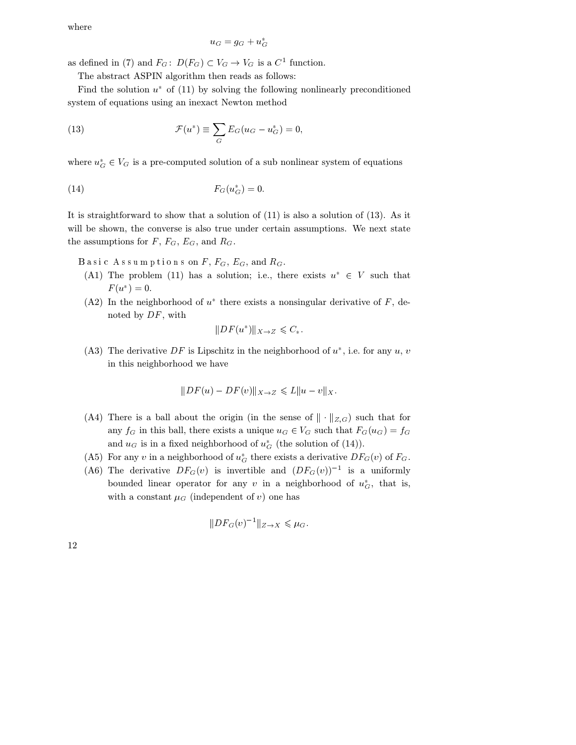where

$$u_G = g_G + u_G^*$$

as defined in (7) and $F_G\colon D(F_G) \subset V_G \to V_G$ is a $C^1$ function.

The abstract ASPIN algorithm then reads as follows:

Find the solution $u^*$ of (11) by solving the following nonlinearly preconditioned system of equations using an inexact Newton method

$$\mathcal{F}(u^*) \equiv \sum_G E_G(u_G - u_G^*) = 0, \tag{13}$$

where $u_G^* \in V_G$ is a pre-computed solution of a sub nonlinear system of equations

$$F_G(u_G^*) = 0. \tag{14}$$

It is straightforward to show that a solution of (11) is also a solution of (13). As it will be shown, the converse is also true under certain assumptions. We next state the assumptions for $F$, $F_G$, $E_G$, and $R_G$.

Basic Assumptions on $F$, $F_G$, $E_G$, and $R_G$.

- (A1) The problem (11) has a solution; i.e., there exists $u^* \in V$ such that $F(u^*) = 0$.
- (A2) In the neighborhood of $u^*$ there exists a nonsingular derivative of $F$, denoted by $DF$, with
$$\|DF(u^*)\|_{X\to Z} \leqslant C_*.$$
- (A3) The derivative $DF$ is Lipschitz in the neighborhood of $u^*$, i.e. for any $u$, $v$ in this neighborhood we have
$$\|DF(u) - DF(v)\|_{X\to Z} \leqslant L\|u - v\|_X.$$
- (A4) There is a ball about the origin (in the sense of $\|\cdot\|_{Z,G}$) such that for any $f_G$ in this ball, there exists a unique $u_G \in V_G$ such that $F_G(u_G) = f_G$ and $u_G$ is in a fixed neighborhood of $u_G^*$ (the solution of (14)).
- (A5) For any $v$ in a neighborhood of $u_G^*$ there exists a derivative $DF_G(v)$ of $F_G$.
- (A6) The derivative $DF_G(v)$ is invertible and $(DF_G(v))^{-1}$ is a uniformly bounded linear operator for any $v$ in a neighborhood of $u_G^*$, that is, with a constant $\mu_G$ (independent of $v$) one has
$$\|DF_G(v)^{-1}\|_{Z\to X} \leqslant \mu_G.$$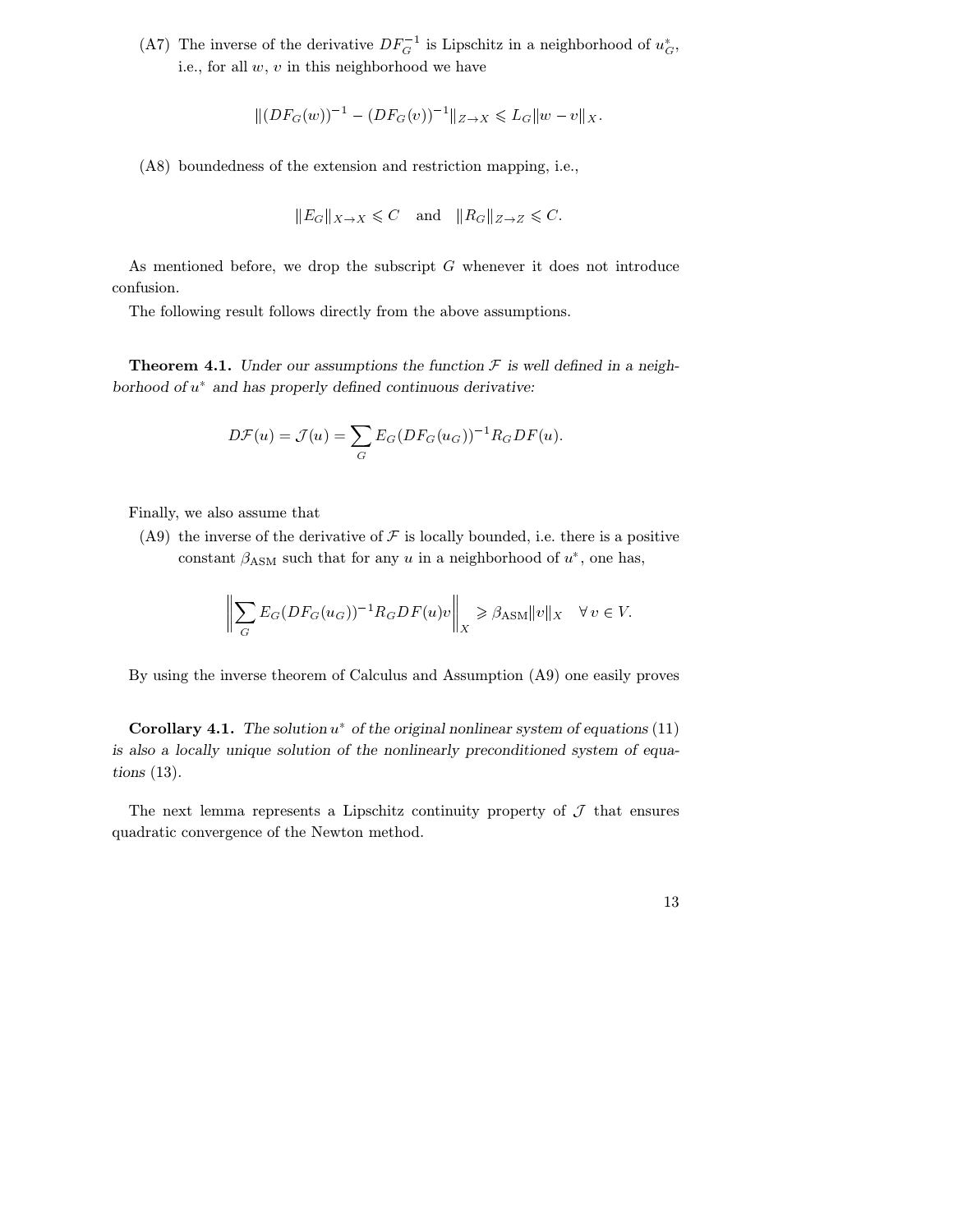(A7) The inverse of the derivative $DF_G^{-1}$ is Lipschitz in a neighborhood of $u_G^*$, i.e., for all $w$, $v$ in this neighborhood we have

$$\|(DF_G(w))^{-1} - (DF_G(v))^{-1}\|_{Z\to X} \leqslant L_G\|w - v\|_X.$$

(A8) boundedness of the extension and restriction mapping, i.e.,

$$\|E_G\|_{X\to X} \leqslant C \quad \text{and} \quad \|R_G\|_{Z\to Z} \leqslant C.$$

As mentioned before, we drop the subscript $G$ whenever it does not introduce confusion.

The following result follows directly from the above assumptions.

**Theorem 4.1.** *Under our assumptions the function $\mathcal{F}$ is well defined in a neighborhood of $u^*$ and has properly defined continuous derivative:*

$$D\mathcal{F}(u) = \mathcal{J}(u) = \sum_G E_G(DF_G(u_G))^{-1}R_G DF(u).$$

Finally, we also assume that

(A9) the inverse of the derivative of $\mathcal{F}$ is locally bounded, i.e. there is a positive constant $\beta_{\mathrm{ASM}}$ such that for any $u$ in a neighborhood of $u^*$, one has,

$$\left\|\sum_G E_G(DF_G(u_G))^{-1}R_G DF(u)v\right\|_X \geqslant \beta_{\mathrm{ASM}}\|v\|_X \quad \forall\, v \in V.$$

By using the inverse theorem of Calculus and Assumption (A9) one easily proves

**Corollary 4.1.** *The solution $u^*$ of the original nonlinear system of equations* (11) *is also a locally unique solution of the nonlinearly preconditioned system of equations* (13).

The next lemma represents a Lipschitz continuity property of $\mathcal{J}$ that ensures quadratic convergence of the Newton method.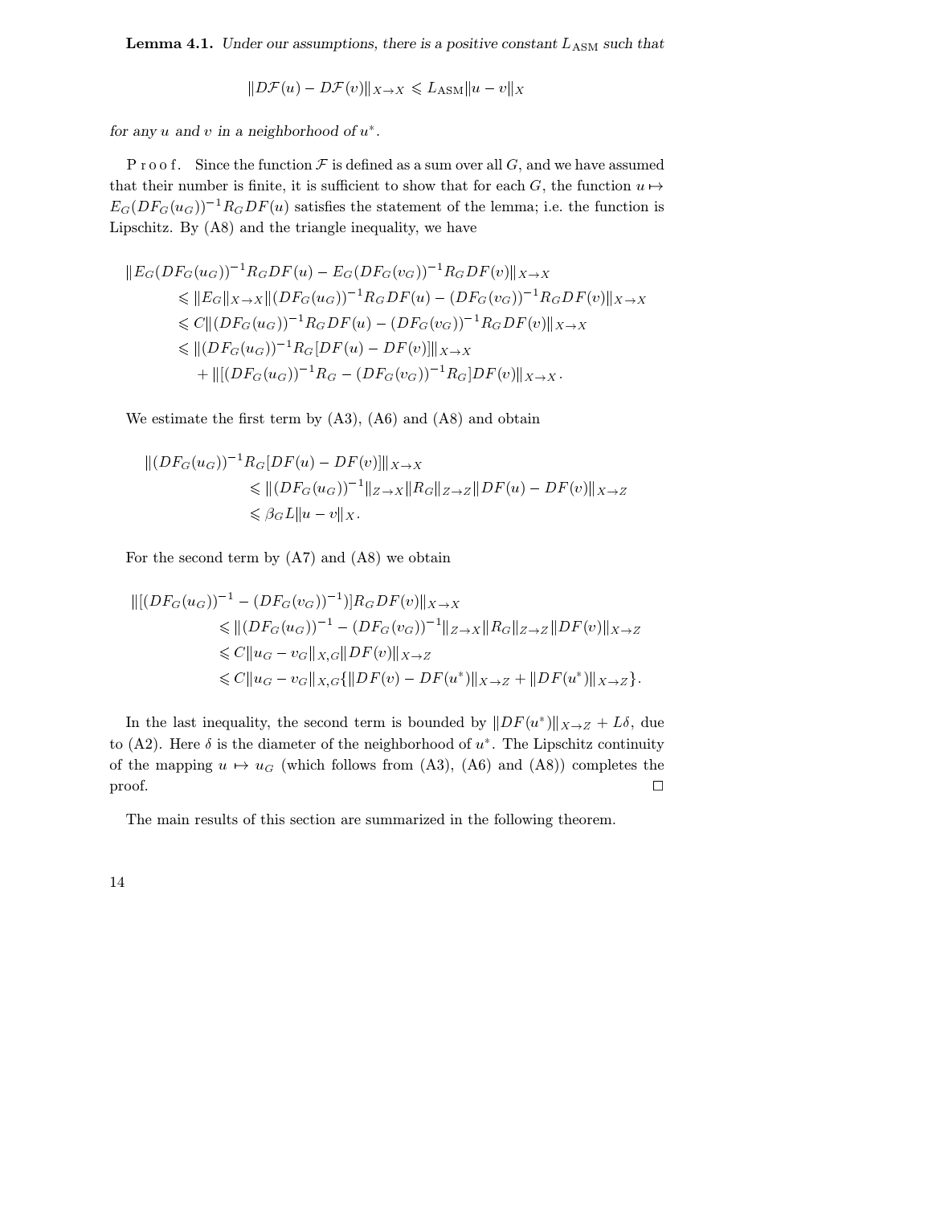**Lemma 4.1.** *Under our assumptions, there is a positive constant $L_{\mathrm{ASM}}$ such that*

$$\|D\mathcal{F}(u) - D\mathcal{F}(v)\|_{X\to X} \leqslant L_{\mathrm{ASM}}\|u - v\|_X$$

*for any $u$ and $v$ in a neighborhood of $u^*$.*

P r o o f. Since the function $\mathcal{F}$ is defined as a sum over all $G$, and we have assumed that their number is finite, it is sufficient to show that for each $G$, the function $u \mapsto E_G(DF_G(u_G))^{-1}R_G DF(u)$ satisfies the statement of the lemma; i.e. the function is Lipschitz. By (A8) and the triangle inequality, we have

$$\begin{aligned}
&\|E_G(DF_G(u_G))^{-1}R_G DF(u) - E_G(DF_G(v_G))^{-1}R_G DF(v)\|_{X\to X}\\
&\qquad\leqslant \|E_G\|_{X\to X}\|(DF_G(u_G))^{-1}R_G DF(u) - (DF_G(v_G))^{-1}R_G DF(v)\|_{X\to X}\\
&\qquad\leqslant C\|(DF_G(u_G))^{-1}R_G DF(u) - (DF_G(v_G))^{-1}R_G DF(v)\|_{X\to X}\\
&\qquad\leqslant \|(DF_G(u_G))^{-1}R_G[DF(u) - DF(v)]\|_{X\to X}\\
&\qquad\quad + \|[(DF_G(u_G))^{-1}R_G - (DF_G(v_G))^{-1}R_G]DF(v)\|_{X\to X}.
\end{aligned}$$

We estimate the first term by (A3), (A6) and (A8) and obtain

$$\begin{aligned}
\|(DF_G(u_G))^{-1}R_G[DF(u) - DF(v)]\|_{X\to X}&\\
\leqslant \|(DF_G(u_G))^{-1}\|_{Z\to X}&\|R_G\|_{Z\to Z}\|DF(u) - DF(v)\|_{X\to Z}\\
\leqslant \beta_G L\|u - v\|_X.&
\end{aligned}$$

For the second term by (A7) and (A8) we obtain

$$\begin{aligned}
&\|[(DF_G(u_G))^{-1} - (DF_G(v_G))^{-1})]R_G DF(v)\|_{X\to X}\\
&\qquad\leqslant \|(DF_G(u_G))^{-1} - (DF_G(v_G))^{-1}\|_{Z\to X}\|R_G\|_{Z\to Z}\|DF(v)\|_{X\to Z}\\
&\qquad\leqslant C\|u_G - v_G\|_{X,G}\|DF(v)\|_{X\to Z}\\
&\qquad\leqslant C\|u_G - v_G\|_{X,G}\{\|DF(v) - DF(u^*)\|_{X\to Z} + \|DF(u^*)\|_{X\to Z}\}.
\end{aligned}$$

In the last inequality, the second term is bounded by $\|DF(u^*)\|_{X\to Z} + L\delta$, due to (A2). Here $\delta$ is the diameter of the neighborhood of $u^*$. The Lipschitz continuity of the mapping $u \mapsto u_G$ (which follows from (A3), (A6) and (A8)) completes the proof. $\square$

The main results of this section are summarized in the following theorem.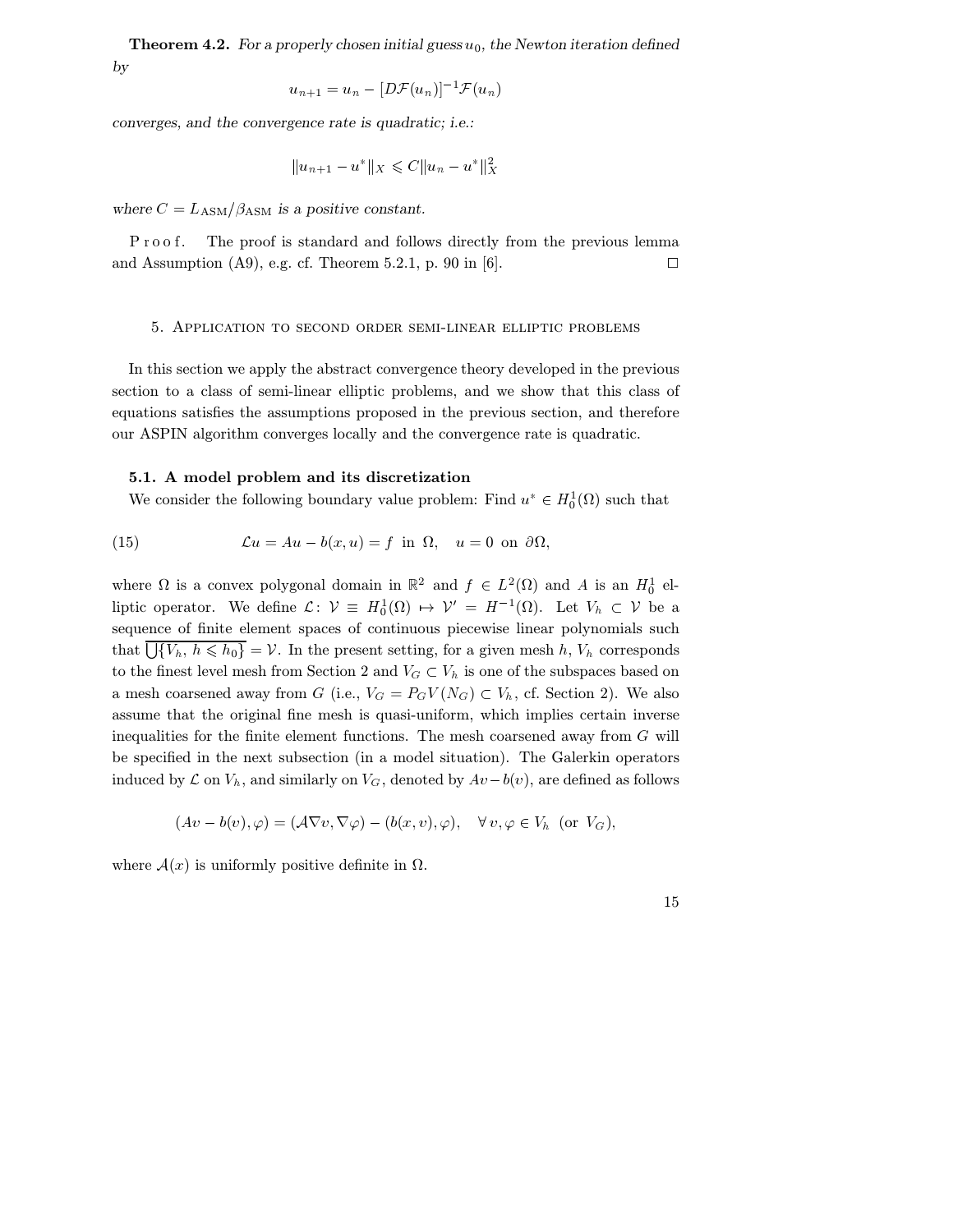**Theorem 4.2.** *For a properly chosen initial guess $u_0$, the Newton iteration defined by*

$$u_{n+1} = u_n - [D\mathcal{F}(u_n)]^{-1}\mathcal{F}(u_n)$$

*converges, and the convergence rate is quadratic; i.e.:*

$$\|u_{n+1} - u^*\|_X \leqslant C\|u_n - u^*\|_X^2$$

*where $C = L_{\mathrm{ASM}}/\beta_{\mathrm{ASM}}$ is a positive constant.*

Proof. The proof is standard and follows directly from the previous lemma and Assumption (A9), e.g. cf. Theorem 5.2.1, p. 90 in [6]. $\square$

## 5. Application to second order semi-linear elliptic problems

In this section we apply the abstract convergence theory developed in the previous section to a class of semi-linear elliptic problems, and we show that this class of equations satisfies the assumptions proposed in the previous section, and therefore our ASPIN algorithm converges locally and the convergence rate is quadratic.

### 5.1. A model problem and its discretization

We consider the following boundary value problem: Find $u^* \in H_0^1(\Omega)$ such that

$$\mathcal{L}u = Au - b(x,u) = f \text{ in } \Omega, \quad u = 0 \text{ on } \partial\Omega, \tag{15}$$

where $\Omega$ is a convex polygonal domain in $\mathbb{R}^2$ and $f \in L^2(\Omega)$ and $A$ is an $H_0^1$ elliptic operator. We define $\mathcal{L}\colon \mathcal{V} \equiv H_0^1(\Omega) \mapsto \mathcal{V}' = H^{-1}(\Omega)$. Let $V_h \subset \mathcal{V}$ be a sequence of finite element spaces of continuous piecewise linear polynomials such that $\overline{\bigcup\{V_h,\, h \leqslant h_0\}} = \mathcal{V}$. In the present setting, for a given mesh $h$, $V_h$ corresponds to the finest level mesh from Section 2 and $V_G \subset V_h$ is one of the subspaces based on a mesh coarsened away from $G$ (i.e., $V_G = P_G V(N_G) \subset V_h$, cf. Section 2). We also assume that the original fine mesh is quasi-uniform, which implies certain inverse inequalities for the finite element functions. The mesh coarsened away from $G$ will be specified in the next subsection (in a model situation). The Galerkin operators induced by $\mathcal{L}$ on $V_h$, and similarly on $V_G$, denoted by $Av - b(v)$, are defined as follows

$$(Av - b(v), \varphi) = (\mathcal{A}\nabla v, \nabla\varphi) - (b(x,v), \varphi), \quad \forall\, v, \varphi \in V_h \ \text{ (or } V_G\text{)},$$

where $\mathcal{A}(x)$ is uniformly positive definite in $\Omega$.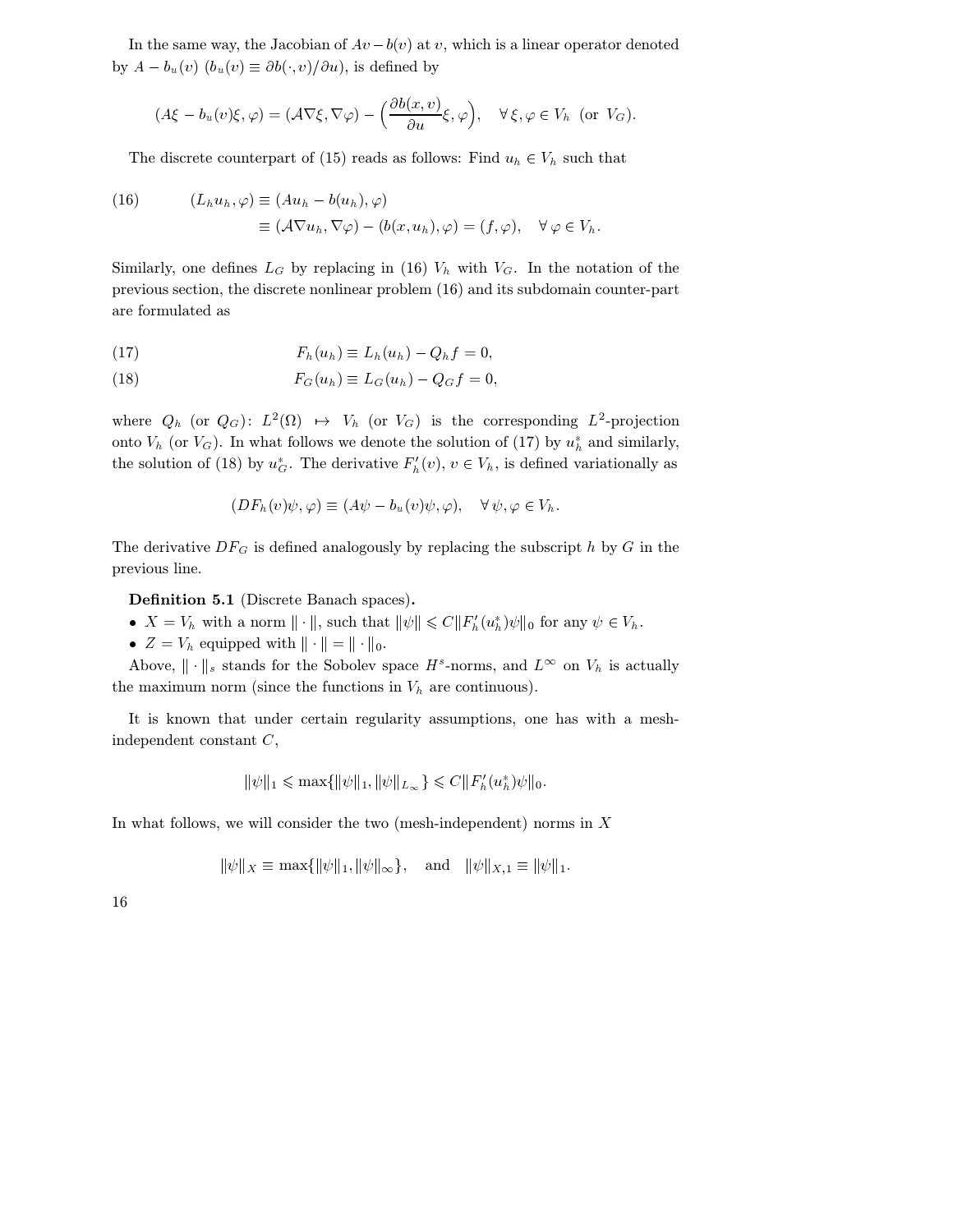In the same way, the Jacobian of $Av - b(v)$ at $v$, which is a linear operator denoted by $A - b_u(v)$ ($b_u(v) \equiv \partial b(\cdot, v)/\partial u$), is defined by

$$(A\xi - b_u(v)\xi, \varphi) = (\mathcal{A}\nabla\xi, \nabla\varphi) - \Big(\frac{\partial b(x,v)}{\partial u}\xi, \varphi\Big), \quad \forall\, \xi, \varphi \in V_h \ \text{(or } V_G\text{)}.$$

The discrete counterpart of (15) reads as follows: Find $u_h \in V_h$ such that

$$\begin{aligned}(16) \qquad (L_h u_h, \varphi) &\equiv (Au_h - b(u_h), \varphi) \\ &\equiv (\mathcal{A}\nabla u_h, \nabla\varphi) - (b(x, u_h), \varphi) = (f, \varphi), \quad \forall\, \varphi \in V_h.\end{aligned}$$

Similarly, one defines $L_G$ by replacing in (16) $V_h$ with $V_G$. In the notation of the previous section, the discrete nonlinear problem (16) and its subdomain counter-part are formulated as

$$(17) \qquad F_h(u_h) \equiv L_h(u_h) - Q_h f = 0,$$

$$(18) \qquad F_G(u_h) \equiv L_G(u_h) - Q_G f = 0,$$

where $Q_h$ (or $Q_G$): $L^2(\Omega) \mapsto V_h$ (or $V_G$) is the corresponding $L^2$-projection onto $V_h$ (or $V_G$). In what follows we denote the solution of (17) by $u_h^*$ and similarly, the solution of (18) by $u_G^*$. The derivative $F_h'(v)$, $v \in V_h$, is defined variationally as

$$(DF_h(v)\psi, \varphi) \equiv (A\psi - b_u(v)\psi, \varphi), \quad \forall\, \psi, \varphi \in V_h.$$

The derivative $DF_G$ is defined analogously by replacing the subscript $h$ by $G$ in the previous line.

**Definition 5.1** (Discrete Banach spaces)**.**

- $X = V_h$ with a norm $\|\cdot\|$, such that $\|\psi\| \leqslant C\|F_h'(u_h^*)\psi\|_0$ for any $\psi \in V_h$.
- $Z = V_h$ equipped with $\|\cdot\| = \|\cdot\|_0$.

Above, $\|\cdot\|_s$ stands for the Sobolev space $H^s$-norms, and $L^\infty$ on $V_h$ is actually the maximum norm (since the functions in $V_h$ are continuous).

It is known that under certain regularity assumptions, one has with a mesh-independent constant $C$,

$$\|\psi\|_1 \leqslant \max\{\|\psi\|_1, \|\psi\|_{L_\infty}\} \leqslant C\|F_h'(u_h^*)\psi\|_0.$$

In what follows, we will consider the two (mesh-independent) norms in $X$

$$\|\psi\|_X \equiv \max\{\|\psi\|_1, \|\psi\|_\infty\}, \quad \text{and} \quad \|\psi\|_{X,1} \equiv \|\psi\|_1.$$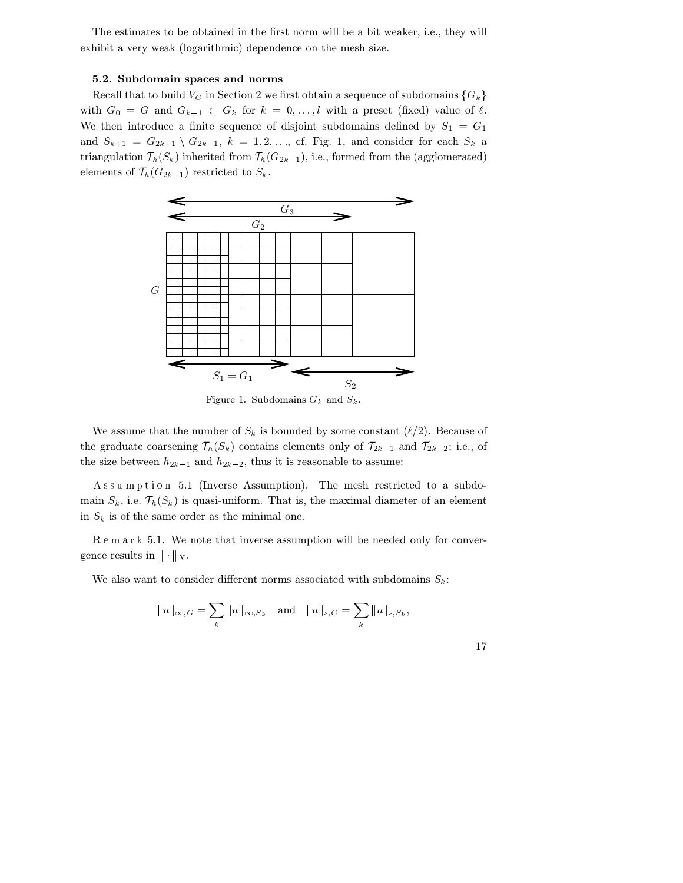The estimates to be obtained in the first norm will be a bit weaker, i.e., they will exhibit a very weak (logarithmic) dependence on the mesh size.

### 5.2. Subdomain spaces and norms

Recall that to build $V_G$ in Section 2 we first obtain a sequence of subdomains $\{G_k\}$ with $G_0 = G$ and $G_{k-1} \subset G_k$ for $k = 0, \ldots, l$ with a preset (fixed) value of $\ell$. We then introduce a finite sequence of disjoint subdomains defined by $S_1 = G_1$ and $S_{k+1} = G_{2k+1} \setminus G_{2k-1}$, $k = 1, 2, \ldots$, cf. Fig. 1, and consider for each $S_k$ a triangulation $\mathcal{T}_h(S_k)$ inherited from $\mathcal{T}_h(G_{2k-1})$, i.e., formed from the (agglomerated) elements of $\mathcal{T}_h(G_{2k-1})$ restricted to $S_k$.

Figure 1. Subdomains $G_k$ and $S_k$.

We assume that the number of $S_k$ is bounded by some constant ($\ell/2$). Because of the graduate coarsening $\mathcal{T}_h(S_k)$ contains elements only of $\mathcal{T}_{2k-1}$ and $\mathcal{T}_{2k-2}$; i.e., of the size between $h_{2k-1}$ and $h_{2k-2}$, thus it is reasonable to assume:

Assumption 5.1 (Inverse Assumption). The mesh restricted to a subdomain $S_k$, i.e. $\mathcal{T}_h(S_k)$ is quasi-uniform. That is, the maximal diameter of an element in $S_k$ is of the same order as the minimal one.

Remark 5.1. We note that inverse assumption will be needed only for convergence results in $\|\cdot\|_X$.

We also want to consider different norms associated with subdomains $S_k$:

$$\|u\|_{\infty,G} = \sum_k \|u\|_{\infty,S_k} \quad \text{and} \quad \|u\|_{s,G} = \sum_k \|u\|_{s,S_k},$$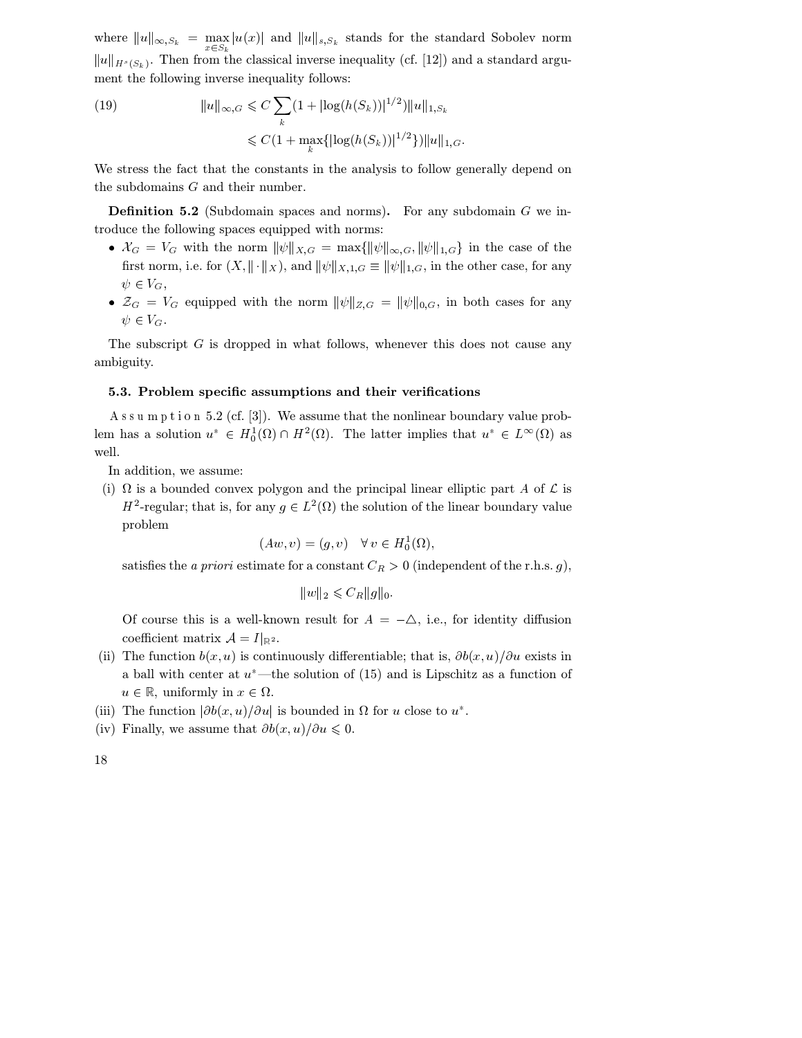where $\|u\|_{\infty,S_k} = \max_{x \in S_k} |u(x)|$ and $\|u\|_{s,S_k}$ stands for the standard Sobolev norm $\|u\|_{H^s(S_k)}$. Then from the classical inverse inequality (cf. [12]) and a standard argument the following inverse inequality follows:

$$
\begin{aligned}
\|u\|_{\infty,G} &\leqslant C \sum_k (1 + |\log(h(S_k))|^{1/2}) \|u\|_{1,S_k} \\
&\leqslant C(1 + \max_k \{|\log(h(S_k))|^{1/2}\}) \|u\|_{1,G}.
\end{aligned} \tag{19}
$$

We stress the fact that the constants in the analysis to follow generally depend on the subdomains $G$ and their number.

**Definition 5.2** (Subdomain spaces and norms)**.** For any subdomain $G$ we introduce the following spaces equipped with norms:

- $\mathcal{X}_G = V_G$ with the norm $\|\psi\|_{X,G} = \max\{\|\psi\|_{\infty,G}, \|\psi\|_{1,G}\}$ in the case of the first norm, i.e. for $(X, \|\cdot\|_X)$, and $\|\psi\|_{X,1,G} \equiv \|\psi\|_{1,G}$, in the other case, for any $\psi \in V_G$,
- $\mathcal{Z}_G = V_G$ equipped with the norm $\|\psi\|_{Z,G} = \|\psi\|_{0,G}$, in both cases for any $\psi \in V_G$.

The subscript $G$ is dropped in what follows, whenever this does not cause any ambiguity.

### 5.3. Problem specific assumptions and their verifications

Assumption 5.2 (cf. [3]). We assume that the nonlinear boundary value problem has a solution $u^* \in H_0^1(\Omega) \cap H^2(\Omega)$. The latter implies that $u^* \in L^\infty(\Omega)$ as well.

In addition, we assume:

(i) $\Omega$ is a bounded convex polygon and the principal linear elliptic part $A$ of $\mathcal{L}$ is $H^2$-regular; that is, for any $g \in L^2(\Omega)$ the solution of the linear boundary value problem

$$(Aw, v) = (g, v) \quad \forall\, v \in H_0^1(\Omega),$$

satisfies the *a priori* estimate for a constant $C_R > 0$ (independent of the r.h.s. $g$),

$$\|w\|_2 \leqslant C_R \|g\|_0.$$

Of course this is a well-known result for $A = -\triangle$, i.e., for identity diffusion coefficient matrix $\mathcal{A} = I|_{\mathbb{R}^2}$.

(ii) The function $b(x, u)$ is continuously differentiable; that is, $\partial b(x, u)/\partial u$ exists in a ball with center at $u^*$—the solution of (15) and is Lipschitz as a function of $u \in \mathbb{R}$, uniformly in $x \in \Omega$.

(iii) The function $|\partial b(x, u)/\partial u|$ is bounded in $\Omega$ for $u$ close to $u^*$.

(iv) Finally, we assume that $\partial b(x, u)/\partial u \leqslant 0$.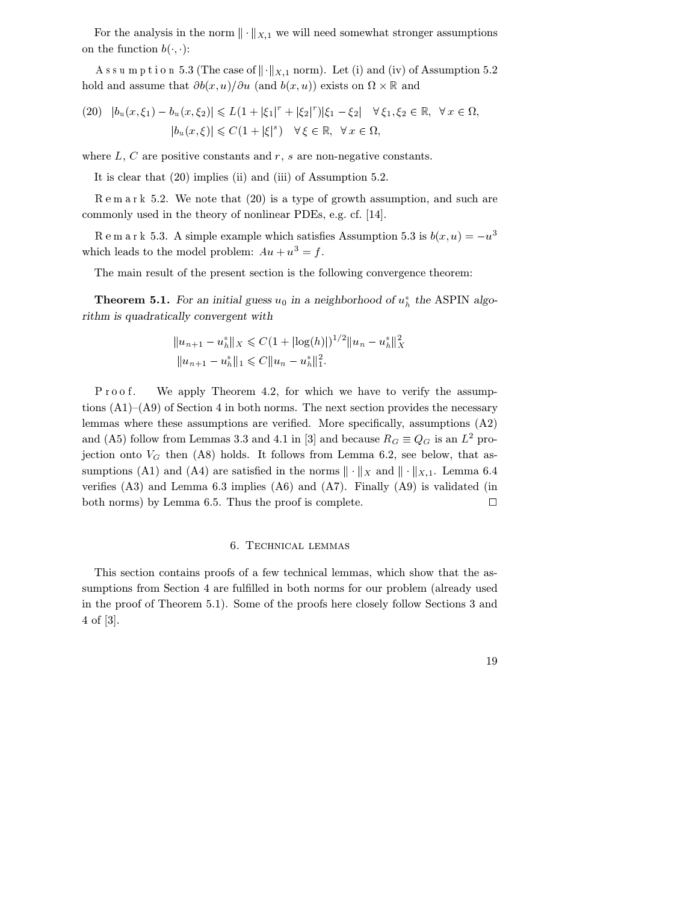For the analysis in the norm $\|\cdot\|_{X,1}$ we will need somewhat stronger assumptions on the function $b(\cdot,\cdot)$:

Assumption 5.3 (The case of $\|\cdot\|_{X,1}$ norm). Let (i) and (iv) of Assumption 5.2 hold and assume that $\partial b(x,u)/\partial u$ (and $b(x,u)$) exists on $\Omega \times \mathbb{R}$ and

$$
\begin{aligned}
(20) \quad & |b_u(x,\xi_1) - b_u(x,\xi_2)| \leqslant L(1 + |\xi_1|^r + |\xi_2|^r)|\xi_1 - \xi_2| \quad \forall\, \xi_1, \xi_2 \in \mathbb{R},\ \forall\, x \in \Omega, \\
& |b_u(x,\xi)| \leqslant C(1 + |\xi|^s) \quad \forall\, \xi \in \mathbb{R},\ \forall\, x \in \Omega,
\end{aligned}
$$

where $L$, $C$ are positive constants and $r$, $s$ are non-negative constants.

It is clear that (20) implies (ii) and (iii) of Assumption 5.2.

Remark 5.2. We note that (20) is a type of growth assumption, and such are commonly used in the theory of nonlinear PDEs, e.g. cf. [14].

Remark 5.3. A simple example which satisfies Assumption 5.3 is $b(x,u) = -u^3$ which leads to the model problem: $Au + u^3 = f$.

The main result of the present section is the following convergence theorem:

**Theorem 5.1.** *For an initial guess $u_0$ in a neighborhood of $u_h^*$ the* ASPIN *algorithm is quadratically convergent with*

$$
\begin{aligned}
\|u_{n+1} - u_h^*\|_X &\leqslant C(1 + |\log(h)|)^{1/2} \|u_n - u_h^*\|_X^2 \\
\|u_{n+1} - u_h^*\|_1 &\leqslant C\|u_n - u_h^*\|_1^2.
\end{aligned}
$$

Proof. We apply Theorem 4.2, for which we have to verify the assumptions (A1)–(A9) of Section 4 in both norms. The next section provides the necessary lemmas where these assumptions are verified. More specifically, assumptions (A2) and (A5) follow from Lemmas 3.3 and 4.1 in [3] and because $R_G \equiv Q_G$ is an $L^2$ projection onto $V_G$ then (A8) holds. It follows from Lemma 6.2, see below, that assumptions (A1) and (A4) are satisfied in the norms $\|\cdot\|_X$ and $\|\cdot\|_{X,1}$. Lemma 6.4 verifies (A3) and Lemma 6.3 implies (A6) and (A7). Finally (A9) is validated (in both norms) by Lemma 6.5. Thus the proof is complete. $\square$

## 6. Technical lemmas

This section contains proofs of a few technical lemmas, which show that the assumptions from Section 4 are fulfilled in both norms for our problem (already used in the proof of Theorem 5.1). Some of the proofs here closely follow Sections 3 and 4 of [3].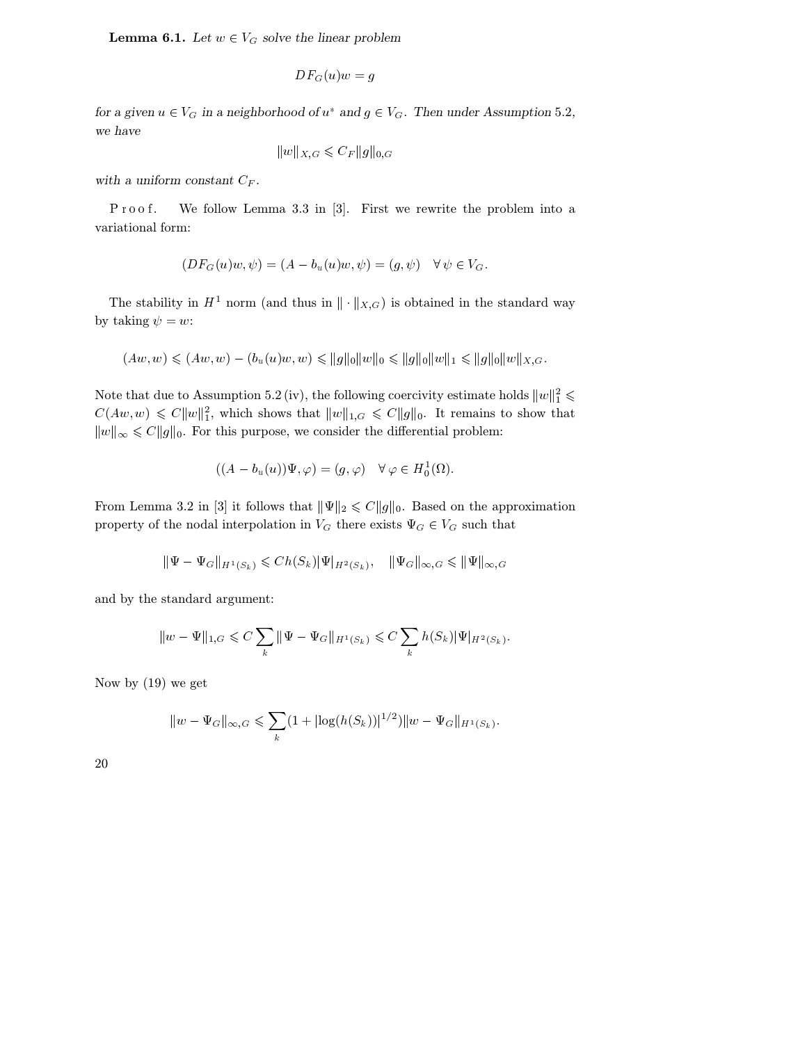**Lemma 6.1.** *Let $w \in V_G$ solve the linear problem*

$$DF_G(u)w = g$$

*for a given $u \in V_G$ in a neighborhood of $u^*$ and $g \in V_G$. Then under Assumption 5.2, we have*

$$\|w\|_{X,G} \leqslant C_F \|g\|_{0,G}$$

*with a uniform constant $C_F$.*

Proof. We follow Lemma 3.3 in [3]. First we rewrite the problem into a variational form:

$$(DF_G(u)w, \psi) = (A - b_u(u)w, \psi) = (g, \psi) \quad \forall\, \psi \in V_G.$$

The stability in $H^1$ norm (and thus in $\|\cdot\|_{X,G}$) is obtained in the standard way by taking $\psi = w$:

$$(Aw, w) \leqslant (Aw, w) - (b_u(u)w, w) \leqslant \|g\|_0 \|w\|_0 \leqslant \|g\|_0 \|w\|_1 \leqslant \|g\|_0 \|w\|_{X,G}.$$

Note that due to Assumption 5.2 (iv), the following coercivity estimate holds $\|w\|_1^2 \leqslant C(Aw, w) \leqslant C\|w\|_1^2$, which shows that $\|w\|_{1,G} \leqslant C\|g\|_0$. It remains to show that $\|w\|_\infty \leqslant C\|g\|_0$. For this purpose, we consider the differential problem:

$$((A - b_u(u))\Psi, \varphi) = (g, \varphi) \quad \forall\, \varphi \in H_0^1(\Omega).$$

From Lemma 3.2 in [3] it follows that $\|\Psi\|_2 \leqslant C\|g\|_0$. Based on the approximation property of the nodal interpolation in $V_G$ there exists $\Psi_G \in V_G$ such that

$$\|\Psi - \Psi_G\|_{H^1(S_k)} \leqslant C h(S_k) |\Psi|_{H^2(S_k)}, \quad \|\Psi_G\|_{\infty,G} \leqslant \|\Psi\|_{\infty,G}$$

and by the standard argument:

$$\|w - \Psi\|_{1,G} \leqslant C \sum_k \|\Psi - \Psi_G\|_{H^1(S_k)} \leqslant C \sum_k h(S_k) |\Psi|_{H^2(S_k)}.$$

Now by (19) we get

$$\|w - \Psi_G\|_{\infty,G} \leqslant \sum_k (1 + |\log(h(S_k))|^{1/2}) \|w - \Psi_G\|_{H^1(S_k)}.$$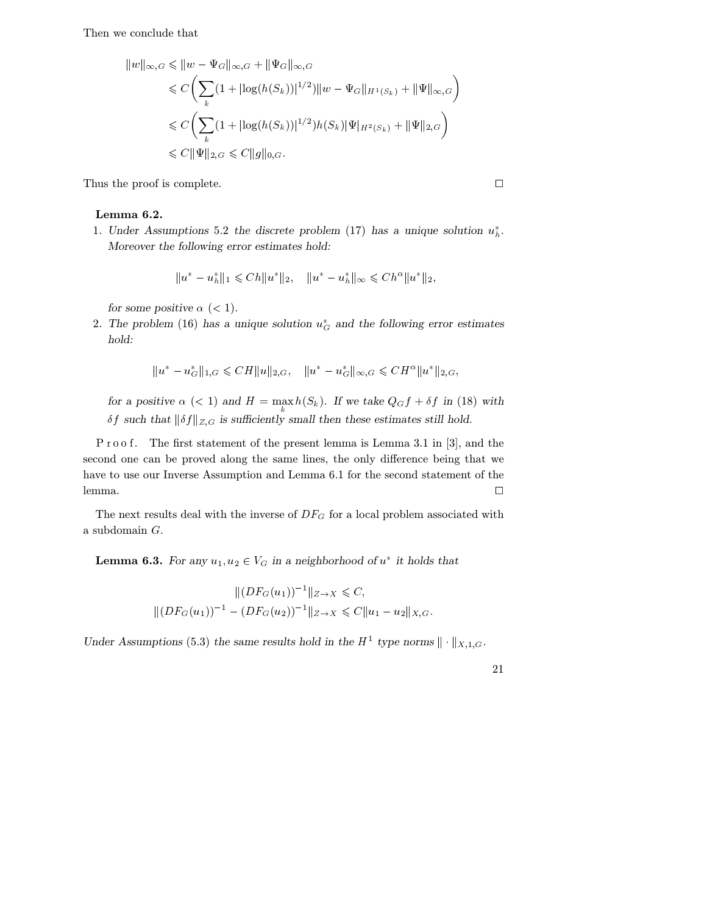Then we conclude that

$$
\begin{aligned}
\|w\|_{\infty,G} &\leqslant \|w - \Psi_G\|_{\infty,G} + \|\Psi_G\|_{\infty,G} \\
&\leqslant C\left(\sum_k (1 + |\log(h(S_k))|^{1/2})\|w - \Psi_G\|_{H^1(S_k)} + \|\Psi\|_{\infty,G}\right) \\
&\leqslant C\left(\sum_k (1 + |\log(h(S_k))|^{1/2}) h(S_k)|\Psi|_{H^2(S_k)} + \|\Psi\|_{2,G}\right) \\
&\leqslant C\|\Psi\|_{2,G} \leqslant C\|g\|_{0,G}.
\end{aligned}
$$

Thus the proof is complete. □

**Lemma 6.2.**

1. *Under Assumptions 5.2 the discrete problem (17) has a unique solution $u_h^*$. Moreover the following error estimates hold:*

$$
\|u^* - u_h^*\|_1 \leqslant Ch\|u^*\|_2, \quad \|u^* - u_h^*\|_\infty \leqslant Ch^\alpha \|u^*\|_2,
$$

   *for some positive $\alpha$ $(< 1)$.*

2. *The problem (16) has a unique solution $u_G^*$ and the following error estimates hold:*

$$
\|u^* - u_G^*\|_{1,G} \leqslant CH\|u\|_{2,G}, \quad \|u^* - u_G^*\|_{\infty,G} \leqslant CH^\alpha \|u^*\|_{2,G},
$$

   *for a positive $\alpha$ $(< 1)$ and $H = \max_k h(S_k)$. If we take $Q_G f + \delta f$ in (18) with $\delta f$ such that $\|\delta f\|_{Z,G}$ is sufficiently small then these estimates still hold.*

P r o o f. The first statement of the present lemma is Lemma 3.1 in [3], and the second one can be proved along the same lines, the only difference being that we have to use our Inverse Assumption and Lemma 6.1 for the second statement of the lemma. □

The next results deal with the inverse of $DF_G$ for a local problem associated with a subdomain $G$.

**Lemma 6.3.** *For any $u_1, u_2 \in V_G$ in a neighborhood of $u^*$ it holds that*

$$
\begin{aligned}
\|(DF_G(u_1))^{-1}\|_{Z\to X} &\leqslant C, \\
\|(DF_G(u_1))^{-1} - (DF_G(u_2))^{-1}\|_{Z\to X} &\leqslant C\|u_1 - u_2\|_{X,G}.
\end{aligned}
$$

*Under Assumptions (5.3) the same results hold in the $H^1$ type norms $\|\cdot\|_{X,1,G}$.*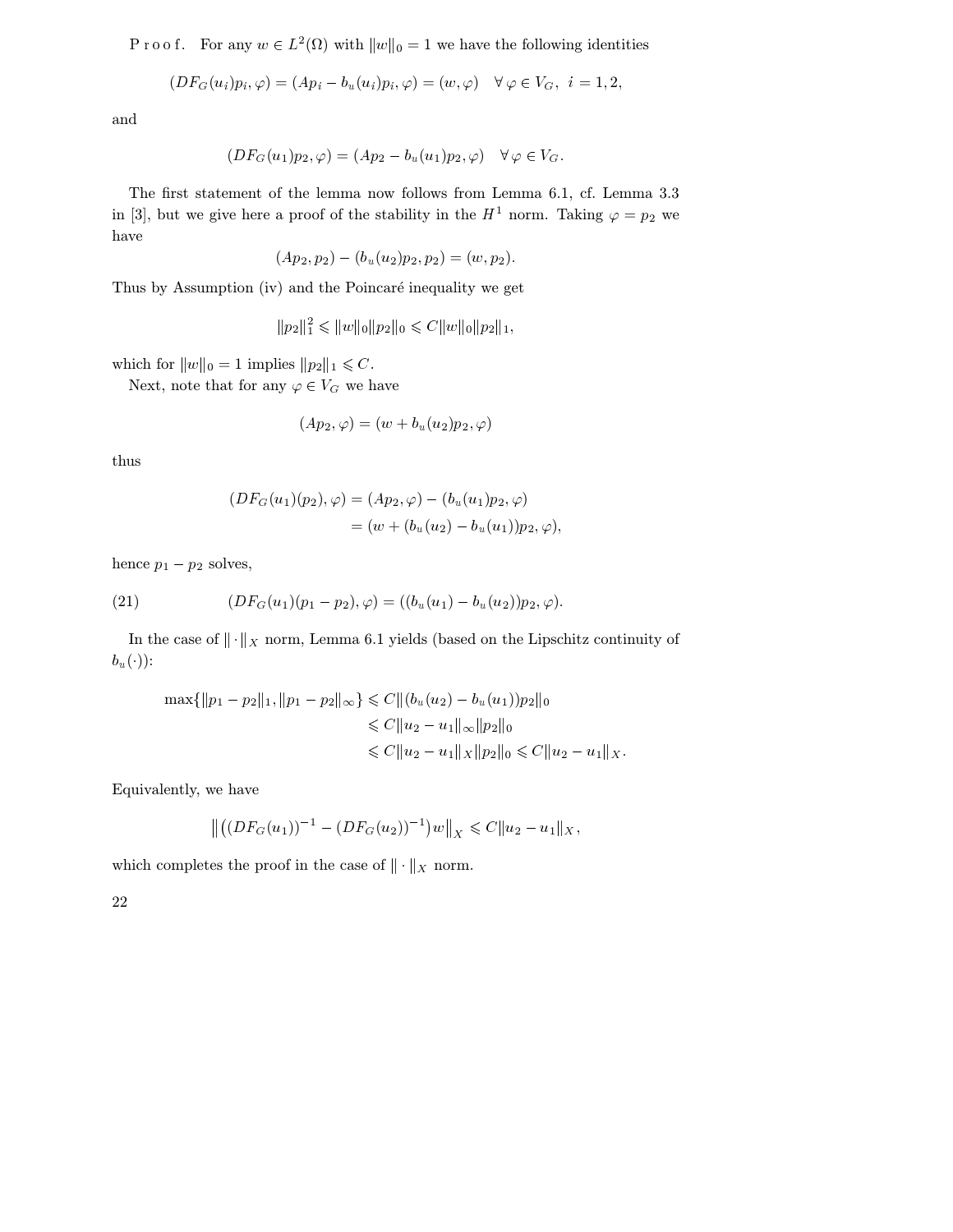P r o o f. For any $w \in L^2(\Omega)$ with $\|w\|_0 = 1$ we have the following identities

$$(DF_G(u_i)p_i, \varphi) = (Ap_i - b_u(u_i)p_i, \varphi) = (w, \varphi) \quad \forall\, \varphi \in V_G,\ \ i = 1, 2,$$

and

$$(DF_G(u_1)p_2, \varphi) = (Ap_2 - b_u(u_1)p_2, \varphi) \quad \forall\, \varphi \in V_G.$$

The first statement of the lemma now follows from Lemma 6.1, cf. Lemma 3.3 in [3], but we give here a proof of the stability in the $H^1$ norm. Taking $\varphi = p_2$ we have

$$(Ap_2, p_2) - (b_u(u_2)p_2, p_2) = (w, p_2).$$

Thus by Assumption (iv) and the Poincaré inequality we get

$$\|p_2\|_1^2 \leqslant \|w\|_0 \|p_2\|_0 \leqslant C\|w\|_0\|p_2\|_1,$$

which for $\|w\|_0 = 1$ implies $\|p_2\|_1 \leqslant C$.

Next, note that for any $\varphi \in V_G$ we have

$$(Ap_2, \varphi) = (w + b_u(u_2)p_2, \varphi)$$

thus

$$\begin{aligned}(DF_G(u_1)(p_2), \varphi) &= (Ap_2, \varphi) - (b_u(u_1)p_2, \varphi)\\ &= (w + (b_u(u_2) - b_u(u_1))p_2, \varphi),\end{aligned}$$

hence $p_1 - p_2$ solves,

$$(DF_G(u_1)(p_1 - p_2), \varphi) = ((b_u(u_1) - b_u(u_2))p_2, \varphi). \tag{21}$$

In the case of $\|\cdot\|_X$ norm, Lemma 6.1 yields (based on the Lipschitz continuity of $b_u(\cdot)$):

$$\begin{aligned}\max\{\|p_1 - p_2\|_1, \|p_1 - p_2\|_\infty\} &\leqslant C\|(b_u(u_2) - b_u(u_1))p_2\|_0\\ &\leqslant C\|u_2 - u_1\|_\infty \|p_2\|_0\\ &\leqslant C\|u_2 - u_1\|_X \|p_2\|_0 \leqslant C\|u_2 - u_1\|_X.\end{aligned}$$

Equivalently, we have

$$\big\|\big((DF_G(u_1))^{-1} - (DF_G(u_2))^{-1}\big)w\big\|_X \leqslant C\|u_2 - u_1\|_X,$$

which completes the proof in the case of $\|\cdot\|_X$ norm.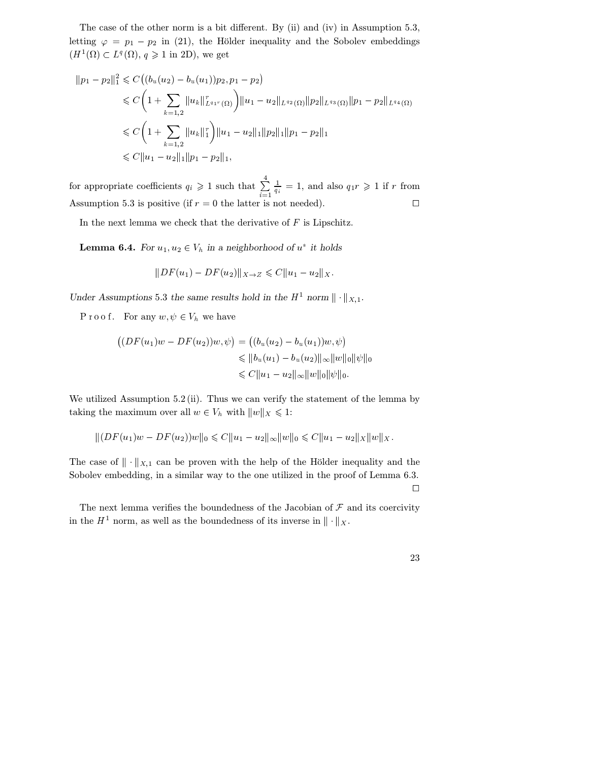The case of the other norm is a bit different. By (ii) and (iv) in Assumption 5.3, letting $\varphi = p_1 - p_2$ in (21), the Hölder inequality and the Sobolev embeddings ($H^1(\Omega) \subset L^q(\Omega)$, $q \geqslant 1$ in 2D), we get

$$
\begin{aligned}
\|p_1 - p_2\|_1^2 &\leqslant C\big((b_u(u_2) - b_u(u_1))p_2, p_1 - p_2\big) \\
&\leqslant C\left(1 + \sum_{k=1,2} \|u_k\|_{L^{q_1 r}(\Omega)}^r\right)\|u_1 - u_2\|_{L^{q_2}(\Omega)}\|p_2\|_{L^{q_3}(\Omega)}\|p_1 - p_2\|_{L^{q_4}(\Omega)} \\
&\leqslant C\left(1 + \sum_{k=1,2} \|u_k\|_1^r\right)\|u_1 - u_2\|_1\|p_2\|_1\|p_1 - p_2\|_1 \\
&\leqslant C\|u_1 - u_2\|_1\|p_1 - p_2\|_1,
\end{aligned}
$$

for appropriate coefficients $q_i \geqslant 1$ such that $\sum_{i=1}^{4} \frac{1}{q_i} = 1$, and also $q_1 r \geqslant 1$ if $r$ from Assumption 5.3 is positive (if $r = 0$ the latter is not needed). $\square$

In the next lemma we check that the derivative of $F$ is Lipschitz.

**Lemma 6.4.** *For $u_1, u_2 \in V_h$ in a neighborhood of $u^*$ it holds*

$$
\|DF(u_1) - DF(u_2)\|_{X \to Z} \leqslant C\|u_1 - u_2\|_X.
$$

*Under Assumptions 5.3 the same results hold in the $H^1$ norm $\|\cdot\|_{X,1}$.*

P r o o f. For any $w, \psi \in V_h$ we have

$$
\begin{aligned}
\big((DF(u_1)w - DF(u_2))w, \psi\big) &= \big((b_u(u_2) - b_u(u_1))w, \psi\big) \\
&\leqslant \|b_u(u_1) - b_u(u_2)\|_\infty \|w\|_0 \|\psi\|_0 \\
&\leqslant C\|u_1 - u_2\|_\infty \|w\|_0 \|\psi\|_0.
\end{aligned}
$$

We utilized Assumption 5.2 (ii). Thus we can verify the statement of the lemma by taking the maximum over all $w \in V_h$ with $\|w\|_X \leqslant 1$:

$$
\|(DF(u_1)w - DF(u_2))w\|_0 \leqslant C\|u_1 - u_2\|_\infty \|w\|_0 \leqslant C\|u_1 - u_2\|_X \|w\|_X.
$$

The case of $\|\cdot\|_{X,1}$ can be proven with the help of the Hölder inequality and the Sobolev embedding, in a similar way to the one utilized in the proof of Lemma 6.3. $\square$

The next lemma verifies the boundedness of the Jacobian of $\mathcal{F}$ and its coercivity in the $H^1$ norm, as well as the boundedness of its inverse in $\|\cdot\|_X$.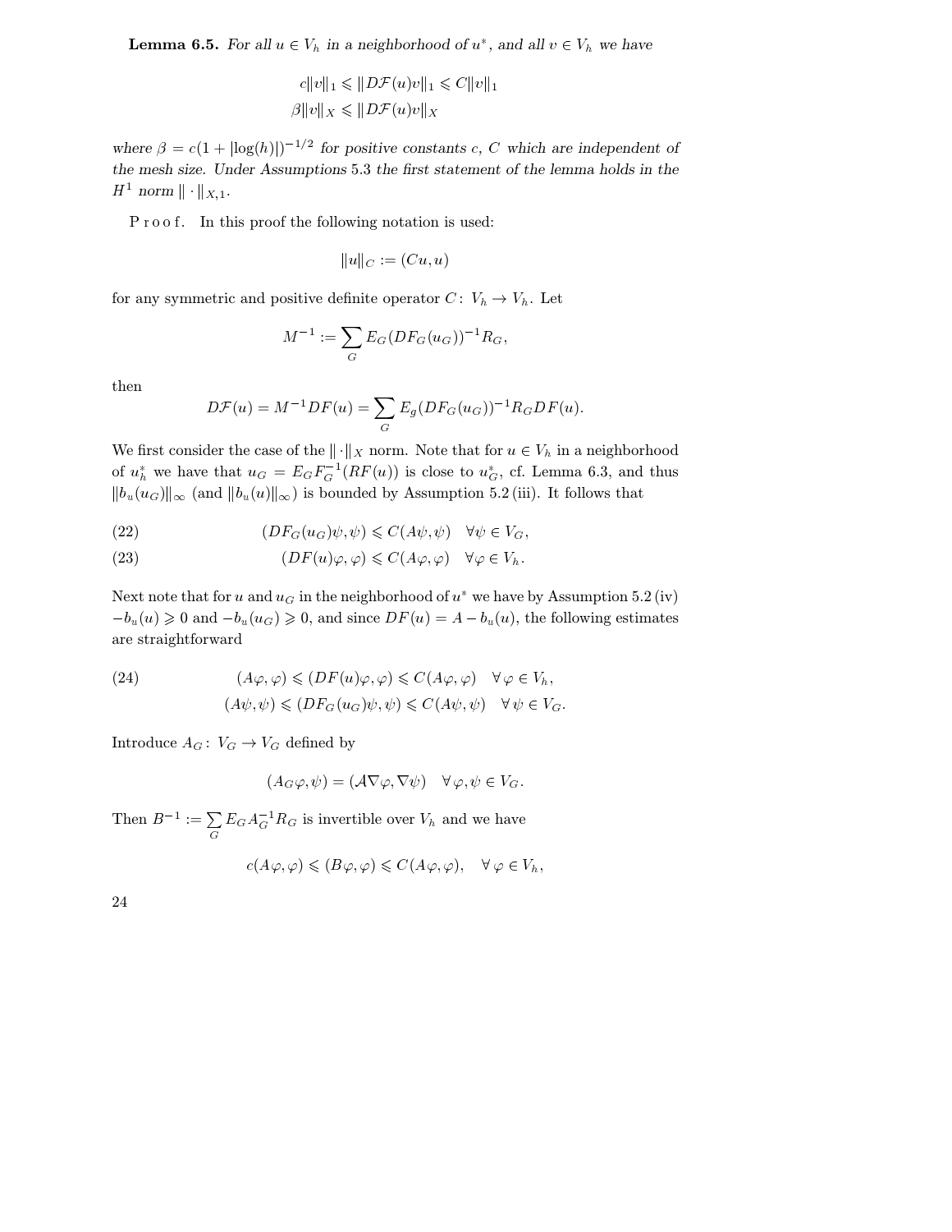**Lemma 6.5.** *For all $u \in V_h$ in a neighborhood of $u^*$, and all $v \in V_h$ we have*

$$c\|v\|_1 \leqslant \|D\mathcal{F}(u)v\|_1 \leqslant C\|v\|_1$$
$$\beta\|v\|_X \leqslant \|D\mathcal{F}(u)v\|_X$$

*where $\beta = c(1 + |\log(h)|)^{-1/2}$ for positive constants $c$, $C$ which are independent of the mesh size. Under Assumptions 5.3 the first statement of the lemma holds in the $H^1$ norm $\|\cdot\|_{X,1}$.*

P r o o f. In this proof the following notation is used:

$$\|u\|_C := (Cu, u)$$

for any symmetric and positive definite operator $C \colon V_h \to V_h$. Let

$$M^{-1} := \sum_G E_G (DF_G(u_G))^{-1} R_G,$$

then

$$D\mathcal{F}(u) = M^{-1} DF(u) = \sum_G E_g (DF_G(u_G))^{-1} R_G DF(u).$$

We first consider the case of the $\|\cdot\|_X$ norm. Note that for $u \in V_h$ in a neighborhood of $u_h^*$ we have that $u_G = E_G F_G^{-1}(RF(u))$ is close to $u_G^*$, cf. Lemma 6.3, and thus $\|b_u(u_G)\|_\infty$ (and $\|b_u(u)\|_\infty$) is bounded by Assumption 5.2 (iii). It follows that

$$(DF_G(u_G)\psi, \psi) \leqslant C(A\psi, \psi) \quad \forall \psi \in V_G, \tag{22}$$

$$(DF(u)\varphi, \varphi) \leqslant C(A\varphi, \varphi) \quad \forall \varphi \in V_h. \tag{23}$$

Next note that for $u$ and $u_G$ in the neighborhood of $u^*$ we have by Assumption 5.2 (iv) $-b_u(u) \geqslant 0$ and $-b_u(u_G) \geqslant 0$, and since $DF(u) = A - b_u(u)$, the following estimates are straightforward

$$\begin{aligned} (A\varphi, \varphi) &\leqslant (DF(u)\varphi, \varphi) \leqslant C(A\varphi, \varphi) \quad \forall\, \varphi \in V_h, \\ (A\psi, \psi) &\leqslant (DF_G(u_G)\psi, \psi) \leqslant C(A\psi, \psi) \quad \forall\, \psi \in V_G. \end{aligned} \tag{24}$$

Introduce $A_G \colon V_G \to V_G$ defined by

$$(A_G\varphi, \psi) = (\mathcal{A}\nabla\varphi, \nabla\psi) \quad \forall\, \varphi, \psi \in V_G.$$

Then $B^{-1} := \sum_G E_G A_G^{-1} R_G$ is invertible over $V_h$ and we have

$$c(A\varphi, \varphi) \leqslant (B\varphi, \varphi) \leqslant C(A\varphi, \varphi), \quad \forall\, \varphi \in V_h,$$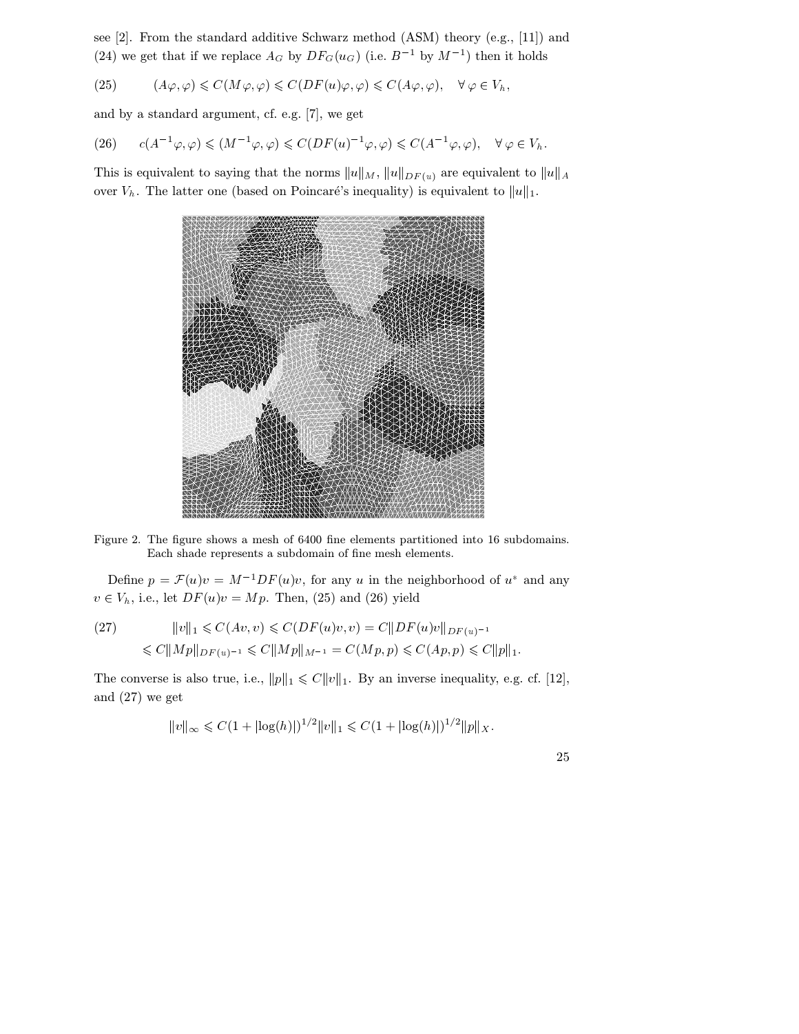see [2]. From the standard additive Schwarz method (ASM) theory (e.g., [11]) and (24) we get that if we replace $A_G$ by $DF_G(u_G)$ (i.e. $B^{-1}$ by $M^{-1}$) then it holds

$$(25)\qquad (A\varphi,\varphi) \leqslant C(M\varphi,\varphi) \leqslant C(DF(u)\varphi,\varphi) \leqslant C(A\varphi,\varphi), \quad \forall\, \varphi \in V_h,$$

and by a standard argument, cf. e.g. [7], we get

$$(26)\qquad c(A^{-1}\varphi,\varphi) \leqslant (M^{-1}\varphi,\varphi) \leqslant C(DF(u)^{-1}\varphi,\varphi) \leqslant C(A^{-1}\varphi,\varphi), \quad \forall\, \varphi \in V_h.$$

This is equivalent to saying that the norms $\|u\|_M$, $\|u\|_{DF(u)}$ are equivalent to $\|u\|_A$ over $V_h$. The latter one (based on Poincaré's inequality) is equivalent to $\|u\|_1$.

Figure 2. The figure shows a mesh of 6400 fine elements partitioned into 16 subdomains. Each shade represents a subdomain of fine mesh elements.

Define $p = \mathcal{F}(u)v = M^{-1}DF(u)v$, for any $u$ in the neighborhood of $u^*$ and any $v \in V_h$, i.e., let $DF(u)v = Mp$. Then, (25) and (26) yield

$$(27)\qquad \begin{aligned} \|v\|_1 &\leqslant C(Av,v) \leqslant C(DF(u)v,v) = C\|DF(u)v\|_{DF(u)^{-1}} \\ &\leqslant C\|Mp\|_{DF(u)^{-1}} \leqslant C\|Mp\|_{M^{-1}} = C(Mp,p) \leqslant C(Ap,p) \leqslant C\|p\|_1. \end{aligned}$$

The converse is also true, i.e., $\|p\|_1 \leqslant C\|v\|_1$. By an inverse inequality, e.g. cf. [12], and (27) we get

$$\|v\|_\infty \leqslant C(1 + |\log(h)|)^{1/2}\|v\|_1 \leqslant C(1 + |\log(h)|)^{1/2}\|p\|_X.$$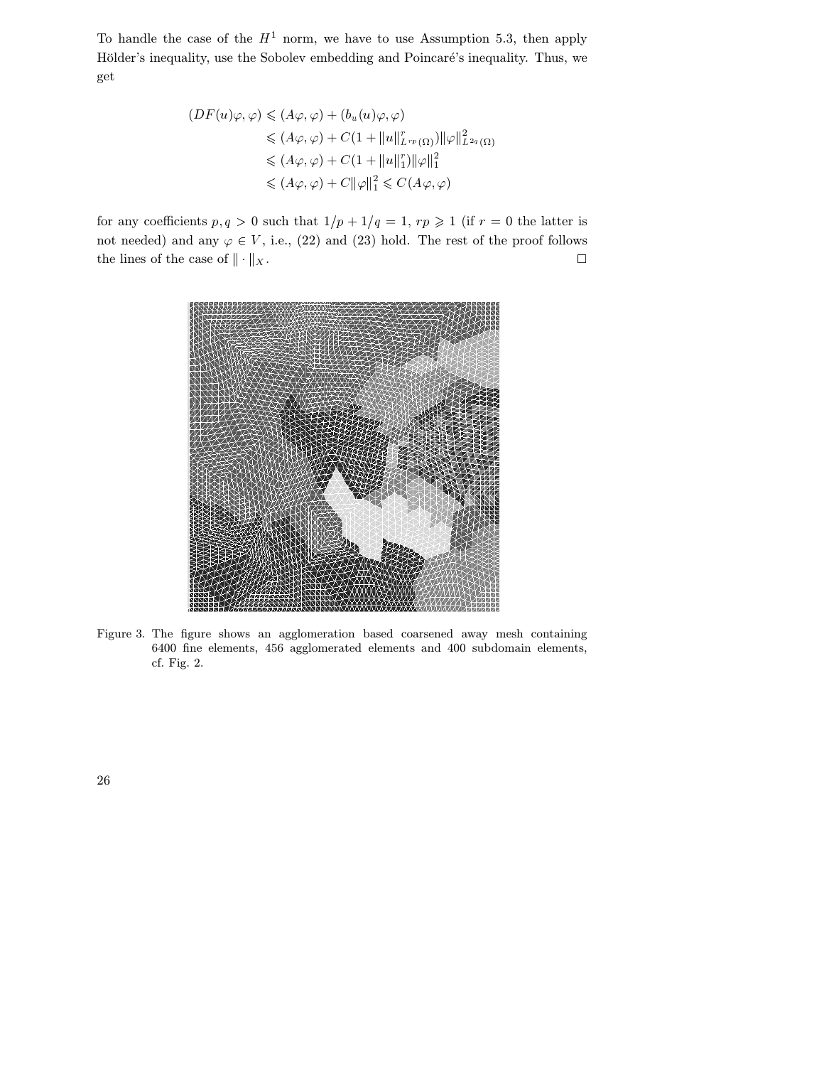To handle the case of the $H^1$ norm, we have to use Assumption 5.3, then apply Hölder's inequality, use the Sobolev embedding and Poincaré's inequality. Thus, we get

$$
\begin{aligned}
(DF(u)\varphi, \varphi) &\leqslant (A\varphi, \varphi) + (b_u(u)\varphi, \varphi) \\
&\leqslant (A\varphi, \varphi) + C(1 + \|u\|^r_{L^{rp}(\Omega)})\|\varphi\|^2_{L^{2q}(\Omega)} \\
&\leqslant (A\varphi, \varphi) + C(1 + \|u\|^r_1)\|\varphi\|^2_1 \\
&\leqslant (A\varphi, \varphi) + C\|\varphi\|^2_1 \leqslant C(A\varphi, \varphi)
\end{aligned}
$$

for any coefficients $p, q > 0$ such that $1/p + 1/q = 1$, $rp \geqslant 1$ (if $r = 0$ the latter is not needed) and any $\varphi \in V$, i.e., (22) and (23) hold. The rest of the proof follows the lines of the case of $\|\cdot\|_X$. $\square$

Figure 3. The figure shows an agglomeration based coarsened away mesh containing 6400 fine elements, 456 agglomerated elements and 400 subdomain elements, cf. Fig. 2.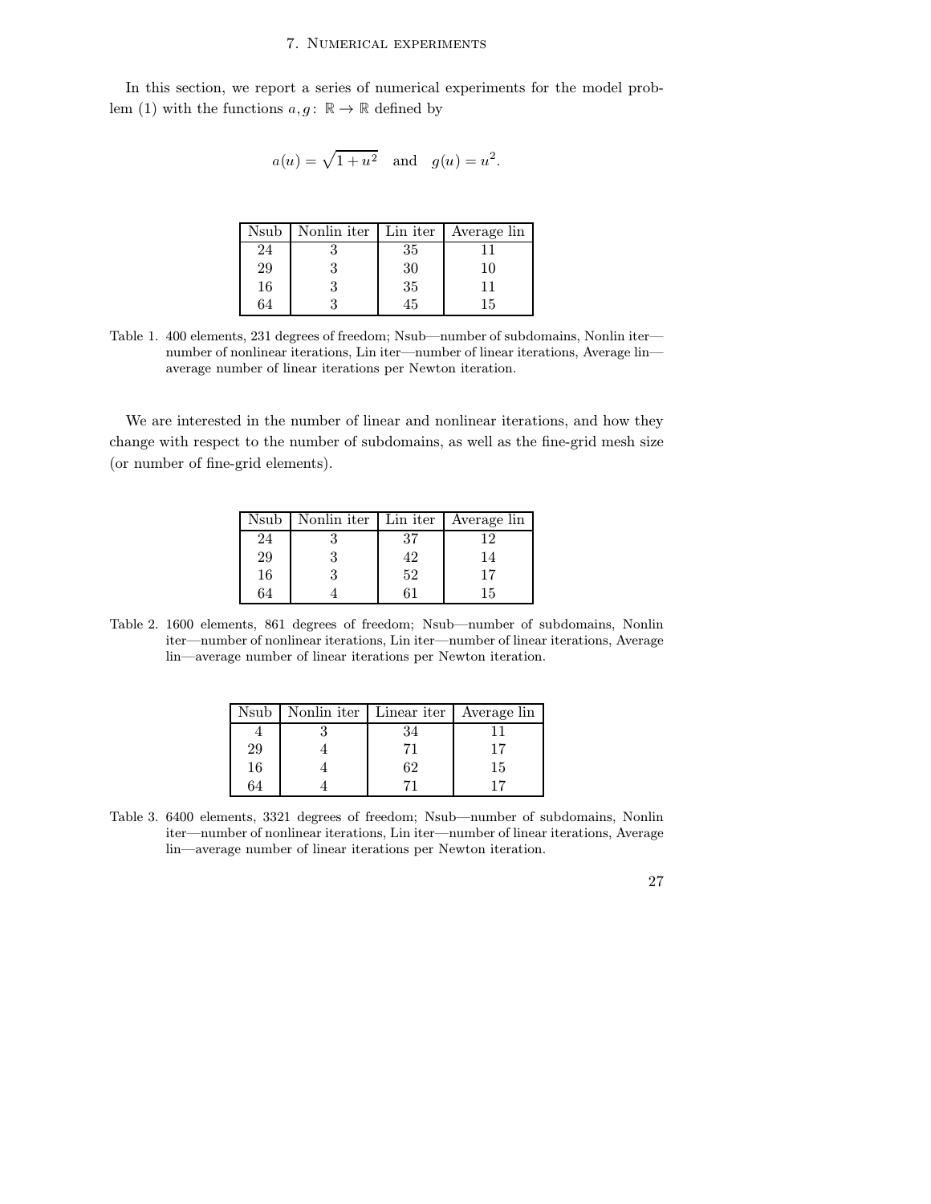## 7. Numerical experiments

In this section, we report a series of numerical experiments for the model problem (1) with the functions $a, g\colon \mathbb{R} \to \mathbb{R}$ defined by

$$a(u) = \sqrt{1 + u^2} \quad \text{and} \quad g(u) = u^2.$$

| Nsub | Nonlin iter | Lin iter | Average lin |
|---|---|---|---|
| 24 | 3 | 35 | 11 |
| 29 | 3 | 30 | 10 |
| 16 | 3 | 35 | 11 |
| 64 | 3 | 45 | 15 |

Table 1. 400 elements, 231 degrees of freedom; Nsub—number of subdomains, Nonlin iter—number of nonlinear iterations, Lin iter—number of linear iterations, Average lin—average number of linear iterations per Newton iteration.

We are interested in the number of linear and nonlinear iterations, and how they change with respect to the number of subdomains, as well as the fine-grid mesh size (or number of fine-grid elements).

| Nsub | Nonlin iter | Lin iter | Average lin |
|---|---|---|---|
| 24 | 3 | 37 | 12 |
| 29 | 3 | 42 | 14 |
| 16 | 3 | 52 | 17 |
| 64 | 4 | 61 | 15 |

Table 2. 1600 elements, 861 degrees of freedom; Nsub—number of subdomains, Nonlin iter—number of nonlinear iterations, Lin iter—number of linear iterations, Average lin—average number of linear iterations per Newton iteration.

| Nsub | Nonlin iter | Linear iter | Average lin |
|---|---|---|---|
| 4 | 3 | 34 | 11 |
| 29 | 4 | 71 | 17 |
| 16 | 4 | 62 | 15 |
| 64 | 4 | 71 | 17 |

Table 3. 6400 elements, 3321 degrees of freedom; Nsub—number of subdomains, Nonlin iter—number of nonlinear iterations, Lin iter—number of linear iterations, Average lin—average number of linear iterations per Newton iteration.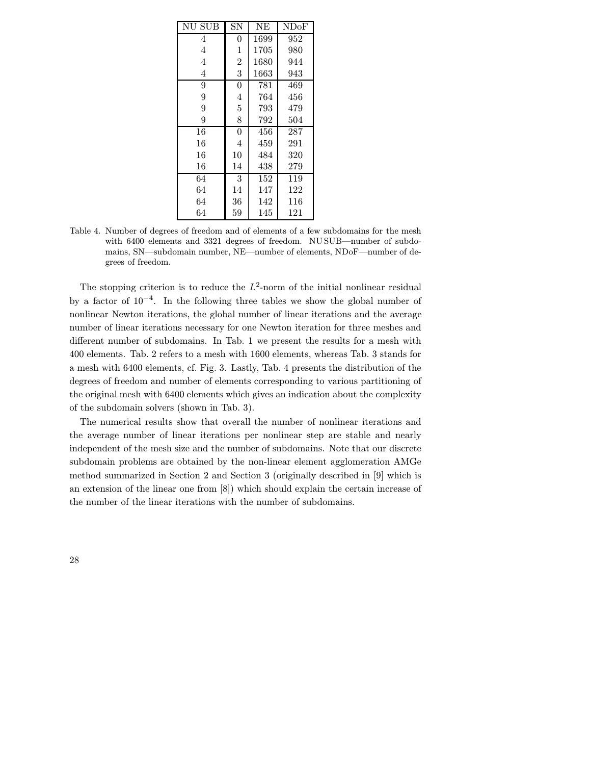| NU SUB | SN | NE | NDoF |
|---|---|---|---|
| 4 | 0 | 1699 | 952 |
| 4 | 1 | 1705 | 980 |
| 4 | 2 | 1680 | 944 |
| 4 | 3 | 1663 | 943 |
| 9 | 0 | 781 | 469 |
| 9 | 4 | 764 | 456 |
| 9 | 5 | 793 | 479 |
| 9 | 8 | 792 | 504 |
| 16 | 0 | 456 | 287 |
| 16 | 4 | 459 | 291 |
| 16 | 10 | 484 | 320 |
| 16 | 14 | 438 | 279 |
| 64 | 3 | 152 | 119 |
| 64 | 14 | 147 | 122 |
| 64 | 36 | 142 | 116 |
| 64 | 59 | 145 | 121 |

Table 4. Number of degrees of freedom and of elements of a few subdomains for the mesh with 6400 elements and 3321 degrees of freedom. NU SUB—number of subdomains, SN—subdomain number, NE—number of elements, NDoF—number of degrees of freedom.

The stopping criterion is to reduce the $L^2$-norm of the initial nonlinear residual by a factor of $10^{-4}$. In the following three tables we show the global number of nonlinear Newton iterations, the global number of linear iterations and the average number of linear iterations necessary for one Newton iteration for three meshes and different number of subdomains. In Tab. 1 we present the results for a mesh with 400 elements. Tab. 2 refers to a mesh with 1600 elements, whereas Tab. 3 stands for a mesh with 6400 elements, cf. Fig. 3. Lastly, Tab. 4 presents the distribution of the degrees of freedom and number of elements corresponding to various partitioning of the original mesh with 6400 elements which gives an indication about the complexity of the subdomain solvers (shown in Tab. 3).

The numerical results show that overall the number of nonlinear iterations and the average number of linear iterations per nonlinear step are stable and nearly independent of the mesh size and the number of subdomains. Note that our discrete subdomain problems are obtained by the non-linear element agglomeration AMGe method summarized in Section 2 and Section 3 (originally described in [9] which is an extension of the linear one from [8]) which should explain the certain increase of the number of the linear iterations with the number of subdomains.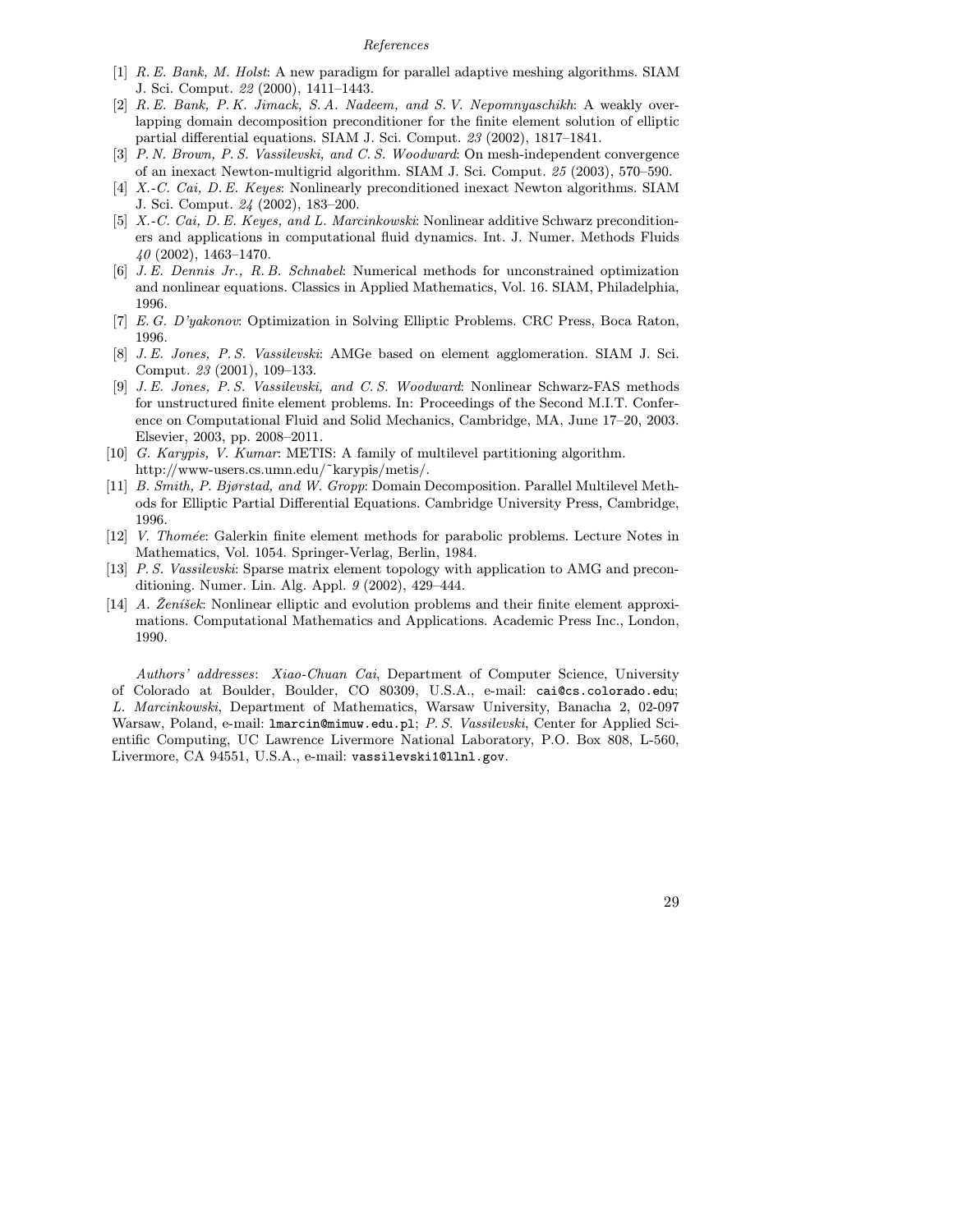*References*

[1] *R. E. Bank, M. Holst*: A new paradigm for parallel adaptive meshing algorithms. SIAM J. Sci. Comput. *22* (2000), 1411–1443.

[2] *R. E. Bank, P. K. Jimack, S. A. Nadeem, and S. V. Nepomnyaschikh*: A weakly overlapping domain decomposition preconditioner for the finite element solution of elliptic partial differential equations. SIAM J. Sci. Comput. *23* (2002), 1817–1841.

[3] *P. N. Brown, P. S. Vassilevski, and C. S. Woodward*: On mesh-independent convergence of an inexact Newton-multigrid algorithm. SIAM J. Sci. Comput. *25* (2003), 570–590.

[4] *X.-C. Cai, D. E. Keyes*: Nonlinearly preconditioned inexact Newton algorithms. SIAM J. Sci. Comput. *24* (2002), 183–200.

[5] *X.-C. Cai, D. E. Keyes, and L. Marcinkowski*: Nonlinear additive Schwarz preconditioners and applications in computational fluid dynamics. Int. J. Numer. Methods Fluids *40* (2002), 1463–1470.

[6] *J. E. Dennis Jr., R. B. Schnabel*: Numerical methods for unconstrained optimization and nonlinear equations. Classics in Applied Mathematics, Vol. 16. SIAM, Philadelphia, 1996.

[7] *E. G. D'yakonov*: Optimization in Solving Elliptic Problems. CRC Press, Boca Raton, 1996.

[8] *J. E. Jones, P. S. Vassilevski*: AMGe based on element agglomeration. SIAM J. Sci. Comput. *23* (2001), 109–133.

[9] *J. E. Jones, P. S. Vassilevski, and C. S. Woodward*: Nonlinear Schwarz-FAS methods for unstructured finite element problems. In: Proceedings of the Second M.I.T. Conference on Computational Fluid and Solid Mechanics, Cambridge, MA, June 17–20, 2003. Elsevier, 2003, pp. 2008–2011.

[10] *G. Karypis, V. Kumar*: METIS: A family of multilevel partitioning algorithm. http://www-users.cs.umn.edu/~karypis/metis/.

[11] *B. Smith, P. Bjørstad, and W. Gropp*: Domain Decomposition. Parallel Multilevel Methods for Elliptic Partial Differential Equations. Cambridge University Press, Cambridge, 1996.

[12] *V. Thomée*: Galerkin finite element methods for parabolic problems. Lecture Notes in Mathematics, Vol. 1054. Springer-Verlag, Berlin, 1984.

[13] *P. S. Vassilevski*: Sparse matrix element topology with application to AMG and preconditioning. Numer. Lin. Alg. Appl. *9* (2002), 429–444.

[14] *A. Ženíšek*: Nonlinear elliptic and evolution problems and their finite element approximations. Computational Mathematics and Applications. Academic Press Inc., London, 1990.

*Authors' addresses*: *Xiao-Chuan Cai*, Department of Computer Science, University of Colorado at Boulder, Boulder, CO 80309, U.S.A., e-mail: cai@cs.colorado.edu; *L. Marcinkowski*, Department of Mathematics, Warsaw University, Banacha 2, 02-097 Warsaw, Poland, e-mail: lmarcin@mimuw.edu.pl; *P. S. Vassilevski*, Center for Applied Scientific Computing, UC Lawrence Livermore National Laboratory, P.O. Box 808, L-560, Livermore, CA 94551, U.S.A., e-mail: vassilevski1@llnl.gov.